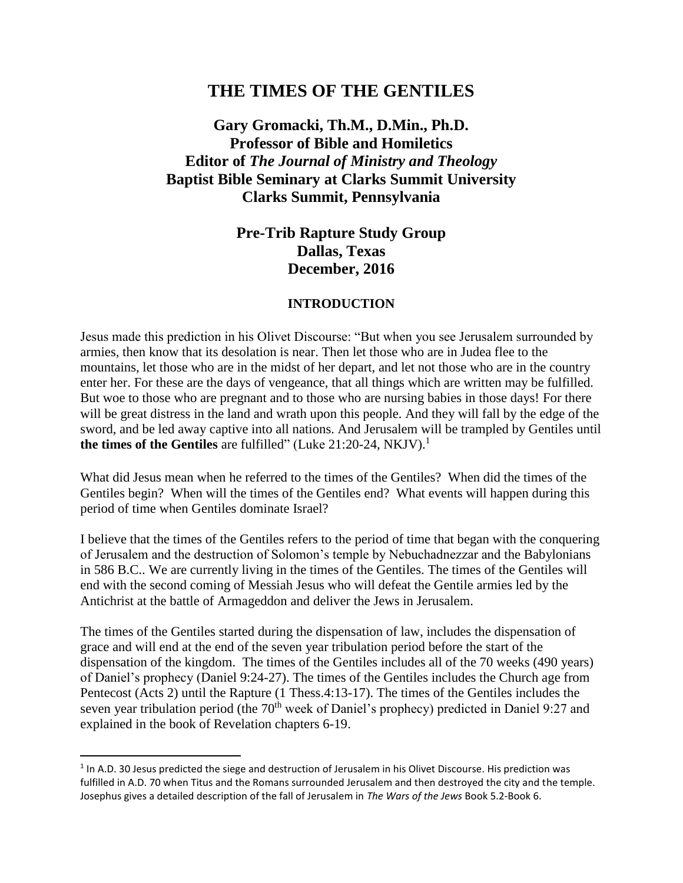# THE TIMES OF THE GENTILES

**Gary Gromacki, Th.M., D.Min., Ph.D.**
**Professor of Bible and Homiletics**
**Editor of *The Journal of Ministry and Theology***
**Baptist Bible Seminary at Clarks Summit University**
**Clarks Summit, Pennsylvania**

**Pre-Trib Rapture Study Group**
**Dallas, Texas**
**December, 2016**

## INTRODUCTION

Jesus made this prediction in his Olivet Discourse: "But when you see Jerusalem surrounded by armies, then know that its desolation is near. Then let those who are in Judea flee to the mountains, let those who are in the midst of her depart, and let not those who are in the country enter her. For these are the days of vengeance, that all things which are written may be fulfilled. But woe to those who are pregnant and to those who are nursing babies in those days! For there will be great distress in the land and wrath upon this people. And they will fall by the edge of the sword, and be led away captive into all nations. And Jerusalem will be trampled by Gentiles until **the times of the Gentiles** are fulfilled" (Luke 21:20-24, NKJV).[1]

What did Jesus mean when he referred to the times of the Gentiles? When did the times of the Gentiles begin? When will the times of the Gentiles end? What events will happen during this period of time when Gentiles dominate Israel?

I believe that the times of the Gentiles refers to the period of time that began with the conquering of Jerusalem and the destruction of Solomon's temple by Nebuchadnezzar and the Babylonians in 586 B.C.. We are currently living in the times of the Gentiles. The times of the Gentiles will end with the second coming of Messiah Jesus who will defeat the Gentile armies led by the Antichrist at the battle of Armageddon and deliver the Jews in Jerusalem.

The times of the Gentiles started during the dispensation of law, includes the dispensation of grace and will end at the end of the seven year tribulation period before the start of the dispensation of the kingdom. The times of the Gentiles includes all of the 70 weeks (490 years) of Daniel's prophecy (Daniel 9:24-27). The times of the Gentiles includes the Church age from Pentecost (Acts 2) until the Rapture (1 Thess.4:13-17). The times of the Gentiles includes the seven year tribulation period (the 70th week of Daniel's prophecy) predicted in Daniel 9:27 and explained in the book of Revelation chapters 6-19.

---

[1] In A.D. 30 Jesus predicted the siege and destruction of Jerusalem in his Olivet Discourse. His prediction was fulfilled in A.D. 70 when Titus and the Romans surrounded Jerusalem and then destroyed the city and the temple. Josephus gives a detailed description of the fall of Jerusalem in *The Wars of the Jews* Book 5.2-Book 6.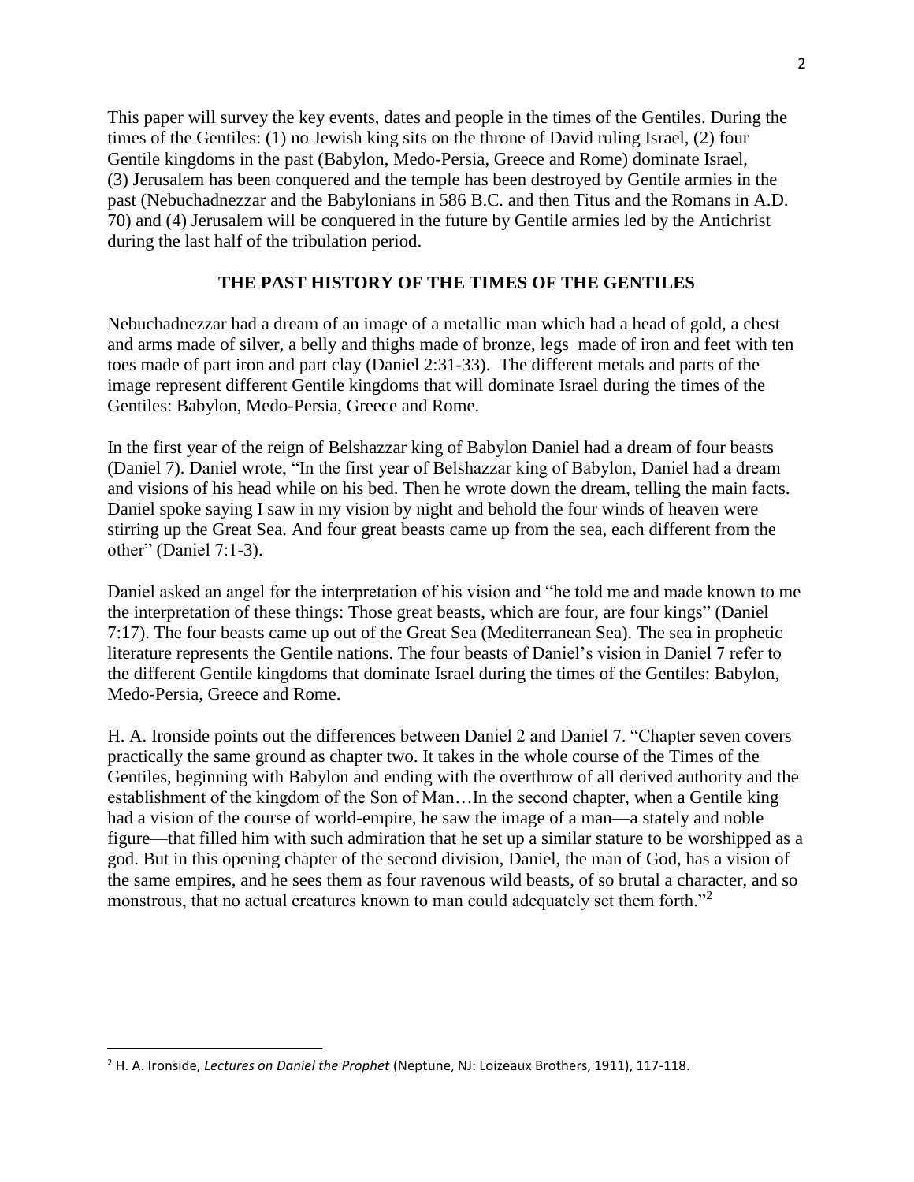This paper will survey the key events, dates and people in the times of the Gentiles. During the times of the Gentiles: (1) no Jewish king sits on the throne of David ruling Israel, (2) four Gentile kingdoms in the past (Babylon, Medo-Persia, Greece and Rome) dominate Israel, (3) Jerusalem has been conquered and the temple has been destroyed by Gentile armies in the past (Nebuchadnezzar and the Babylonians in 586 B.C. and then Titus and the Romans in A.D. 70) and (4) Jerusalem will be conquered in the future by Gentile armies led by the Antichrist during the last half of the tribulation period.

## THE PAST HISTORY OF THE TIMES OF THE GENTILES

Nebuchadnezzar had a dream of an image of a metallic man which had a head of gold, a chest and arms made of silver, a belly and thighs made of bronze, legs made of iron and feet with ten toes made of part iron and part clay (Daniel 2:31-33). The different metals and parts of the image represent different Gentile kingdoms that will dominate Israel during the times of the Gentiles: Babylon, Medo-Persia, Greece and Rome.

In the first year of the reign of Belshazzar king of Babylon Daniel had a dream of four beasts (Daniel 7). Daniel wrote, "In the first year of Belshazzar king of Babylon, Daniel had a dream and visions of his head while on his bed. Then he wrote down the dream, telling the main facts. Daniel spoke saying I saw in my vision by night and behold the four winds of heaven were stirring up the Great Sea. And four great beasts came up from the sea, each different from the other" (Daniel 7:1-3).

Daniel asked an angel for the interpretation of his vision and "he told me and made known to me the interpretation of these things: Those great beasts, which are four, are four kings" (Daniel 7:17). The four beasts came up out of the Great Sea (Mediterranean Sea). The sea in prophetic literature represents the Gentile nations. The four beasts of Daniel's vision in Daniel 7 refer to the different Gentile kingdoms that dominate Israel during the times of the Gentiles: Babylon, Medo-Persia, Greece and Rome.

H. A. Ironside points out the differences between Daniel 2 and Daniel 7. "Chapter seven covers practically the same ground as chapter two. It takes in the whole course of the Times of the Gentiles, beginning with Babylon and ending with the overthrow of all derived authority and the establishment of the kingdom of the Son of Man…In the second chapter, when a Gentile king had a vision of the course of world-empire, he saw the image of a man—a stately and noble figure—that filled him with such admiration that he set up a similar stature to be worshipped as a god. But in this opening chapter of the second division, Daniel, the man of God, has a vision of the same empires, and he sees them as four ravenous wild beasts, of so brutal a character, and so monstrous, that no actual creatures known to man could adequately set them forth."[2]

---

[2] H. A. Ironside, *Lectures on Daniel the Prophet* (Neptune, NJ: Loizeaux Brothers, 1911), 117-118.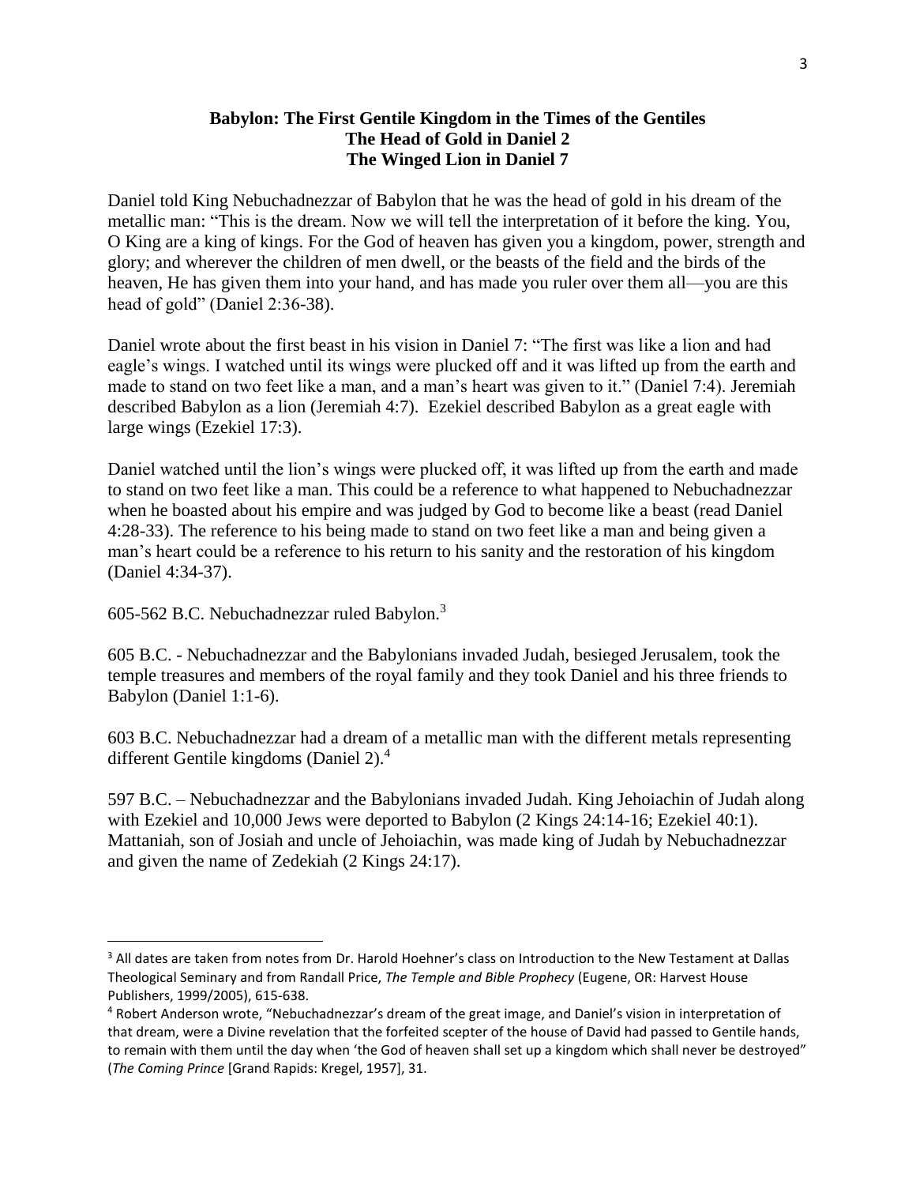**Babylon: The First Gentile Kingdom in the Times of the Gentiles**
**The Head of Gold in Daniel 2**
**The Winged Lion in Daniel 7**

Daniel told King Nebuchadnezzar of Babylon that he was the head of gold in his dream of the metallic man: "This is the dream. Now we will tell the interpretation of it before the king. You, O King are a king of kings. For the God of heaven has given you a kingdom, power, strength and glory; and wherever the children of men dwell, or the beasts of the field and the birds of the heaven, He has given them into your hand, and has made you ruler over them all—you are this head of gold" (Daniel 2:36-38).

Daniel wrote about the first beast in his vision in Daniel 7: "The first was like a lion and had eagle's wings. I watched until its wings were plucked off and it was lifted up from the earth and made to stand on two feet like a man, and a man's heart was given to it." (Daniel 7:4). Jeremiah described Babylon as a lion (Jeremiah 4:7). Ezekiel described Babylon as a great eagle with large wings (Ezekiel 17:3).

Daniel watched until the lion's wings were plucked off, it was lifted up from the earth and made to stand on two feet like a man. This could be a reference to what happened to Nebuchadnezzar when he boasted about his empire and was judged by God to become like a beast (read Daniel 4:28-33). The reference to his being made to stand on two feet like a man and being given a man's heart could be a reference to his return to his sanity and the restoration of his kingdom (Daniel 4:34-37).

605-562 B.C. Nebuchadnezzar ruled Babylon.[3]

605 B.C. - Nebuchadnezzar and the Babylonians invaded Judah, besieged Jerusalem, took the temple treasures and members of the royal family and they took Daniel and his three friends to Babylon (Daniel 1:1-6).

603 B.C. Nebuchadnezzar had a dream of a metallic man with the different metals representing different Gentile kingdoms (Daniel 2).[4]

597 B.C. – Nebuchadnezzar and the Babylonians invaded Judah. King Jehoiachin of Judah along with Ezekiel and 10,000 Jews were deported to Babylon (2 Kings 24:14-16; Ezekiel 40:1). Mattaniah, son of Josiah and uncle of Jehoiachin, was made king of Judah by Nebuchadnezzar and given the name of Zedekiah (2 Kings 24:17).

---

[3] All dates are taken from notes from Dr. Harold Hoehner's class on Introduction to the New Testament at Dallas Theological Seminary and from Randall Price, *The Temple and Bible Prophecy* (Eugene, OR: Harvest House Publishers, 1999/2005), 615-638.

[4] Robert Anderson wrote, "Nebuchadnezzar's dream of the great image, and Daniel's vision in interpretation of that dream, were a Divine revelation that the forfeited scepter of the house of David had passed to Gentile hands, to remain with them until the day when 'the God of heaven shall set up a kingdom which shall never be destroyed" (*The Coming Prince* [Grand Rapids: Kregel, 1957], 31.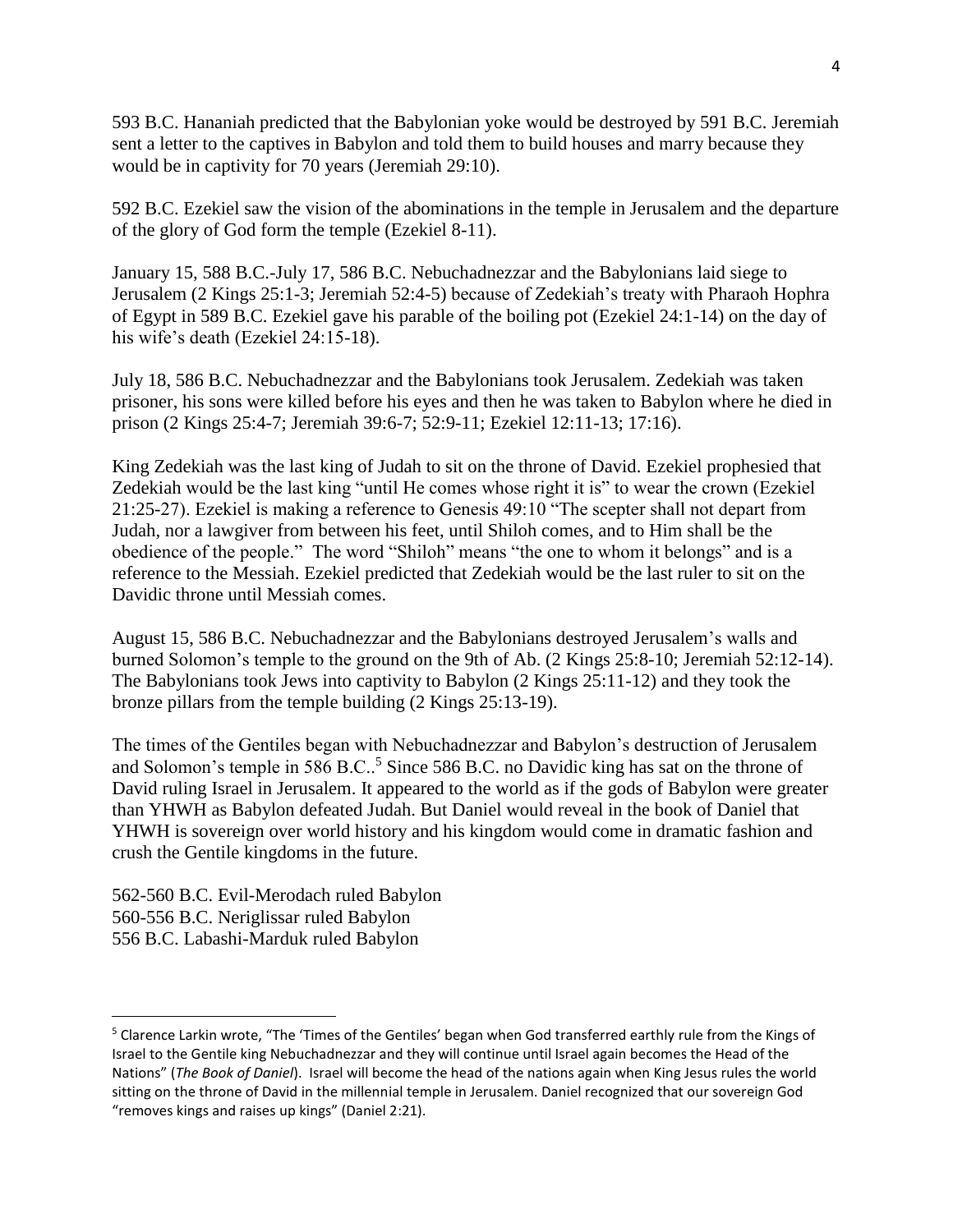593 B.C. Hananiah predicted that the Babylonian yoke would be destroyed by 591 B.C. Jeremiah sent a letter to the captives in Babylon and told them to build houses and marry because they would be in captivity for 70 years (Jeremiah 29:10).

592 B.C. Ezekiel saw the vision of the abominations in the temple in Jerusalem and the departure of the glory of God form the temple (Ezekiel 8-11).

January 15, 588 B.C.-July 17, 586 B.C. Nebuchadnezzar and the Babylonians laid siege to Jerusalem (2 Kings 25:1-3; Jeremiah 52:4-5) because of Zedekiah's treaty with Pharaoh Hophra of Egypt in 589 B.C. Ezekiel gave his parable of the boiling pot (Ezekiel 24:1-14) on the day of his wife's death (Ezekiel 24:15-18).

July 18, 586 B.C. Nebuchadnezzar and the Babylonians took Jerusalem. Zedekiah was taken prisoner, his sons were killed before his eyes and then he was taken to Babylon where he died in prison (2 Kings 25:4-7; Jeremiah 39:6-7; 52:9-11; Ezekiel 12:11-13; 17:16).

King Zedekiah was the last king of Judah to sit on the throne of David. Ezekiel prophesied that Zedekiah would be the last king "until He comes whose right it is" to wear the crown (Ezekiel 21:25-27). Ezekiel is making a reference to Genesis 49:10 "The scepter shall not depart from Judah, nor a lawgiver from between his feet, until Shiloh comes, and to Him shall be the obedience of the people." The word "Shiloh" means "the one to whom it belongs" and is a reference to the Messiah. Ezekiel predicted that Zedekiah would be the last ruler to sit on the Davidic throne until Messiah comes.

August 15, 586 B.C. Nebuchadnezzar and the Babylonians destroyed Jerusalem's walls and burned Solomon's temple to the ground on the 9th of Ab. (2 Kings 25:8-10; Jeremiah 52:12-14). The Babylonians took Jews into captivity to Babylon (2 Kings 25:11-12) and they took the bronze pillars from the temple building (2 Kings 25:13-19).

The times of the Gentiles began with Nebuchadnezzar and Babylon's destruction of Jerusalem and Solomon's temple in 586 B.C..[5] Since 586 B.C. no Davidic king has sat on the throne of David ruling Israel in Jerusalem. It appeared to the world as if the gods of Babylon were greater than YHWH as Babylon defeated Judah. But Daniel would reveal in the book of Daniel that YHWH is sovereign over world history and his kingdom would come in dramatic fashion and crush the Gentile kingdoms in the future.

562-560 B.C. Evil-Merodach ruled Babylon
560-556 B.C. Neriglissar ruled Babylon
556 B.C. Labashi-Marduk ruled Babylon

---

[5] Clarence Larkin wrote, "The 'Times of the Gentiles' began when God transferred earthly rule from the Kings of Israel to the Gentile king Nebuchadnezzar and they will continue until Israel again becomes the Head of the Nations" (*The Book of Daniel*). Israel will become the head of the nations again when King Jesus rules the world sitting on the throne of David in the millennial temple in Jerusalem. Daniel recognized that our sovereign God "removes kings and raises up kings" (Daniel 2:21).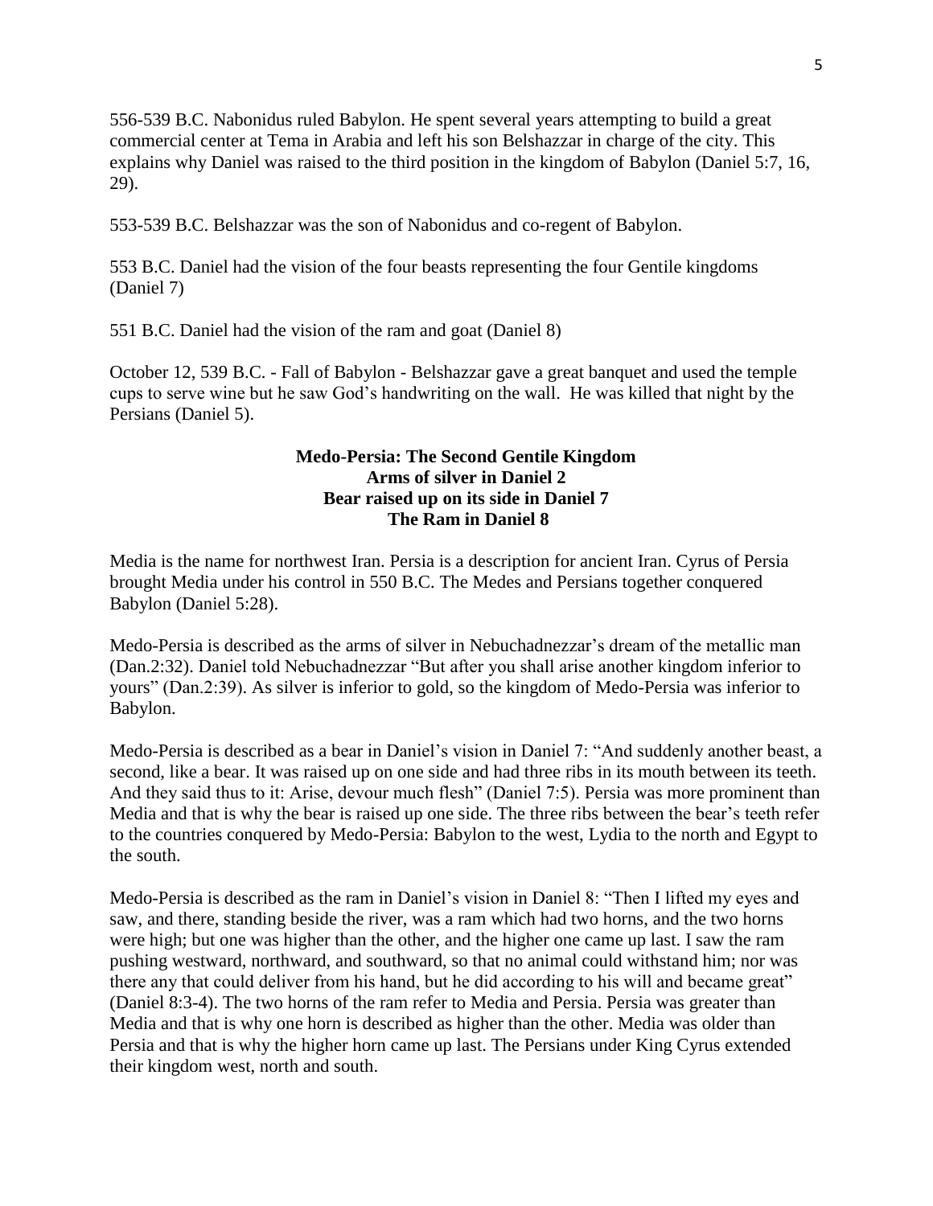556-539 B.C. Nabonidus ruled Babylon. He spent several years attempting to build a great commercial center at Tema in Arabia and left his son Belshazzar in charge of the city. This explains why Daniel was raised to the third position in the kingdom of Babylon (Daniel 5:7, 16, 29).

553-539 B.C. Belshazzar was the son of Nabonidus and co-regent of Babylon.

553 B.C. Daniel had the vision of the four beasts representing the four Gentile kingdoms (Daniel 7)

551 B.C. Daniel had the vision of the ram and goat (Daniel 8)

October 12, 539 B.C. - Fall of Babylon - Belshazzar gave a great banquet and used the temple cups to serve wine but he saw God's handwriting on the wall. He was killed that night by the Persians (Daniel 5).

## Medo-Persia: The Second Gentile Kingdom
## Arms of silver in Daniel 2
## Bear raised up on its side in Daniel 7
## The Ram in Daniel 8

Media is the name for northwest Iran. Persia is a description for ancient Iran. Cyrus of Persia brought Media under his control in 550 B.C. The Medes and Persians together conquered Babylon (Daniel 5:28).

Medo-Persia is described as the arms of silver in Nebuchadnezzar's dream of the metallic man (Dan.2:32). Daniel told Nebuchadnezzar "But after you shall arise another kingdom inferior to yours" (Dan.2:39). As silver is inferior to gold, so the kingdom of Medo-Persia was inferior to Babylon.

Medo-Persia is described as a bear in Daniel's vision in Daniel 7: "And suddenly another beast, a second, like a bear. It was raised up on one side and had three ribs in its mouth between its teeth. And they said thus to it: Arise, devour much flesh" (Daniel 7:5). Persia was more prominent than Media and that is why the bear is raised up one side. The three ribs between the bear's teeth refer to the countries conquered by Medo-Persia: Babylon to the west, Lydia to the north and Egypt to the south.

Medo-Persia is described as the ram in Daniel's vision in Daniel 8: "Then I lifted my eyes and saw, and there, standing beside the river, was a ram which had two horns, and the two horns were high; but one was higher than the other, and the higher one came up last. I saw the ram pushing westward, northward, and southward, so that no animal could withstand him; nor was there any that could deliver from his hand, but he did according to his will and became great" (Daniel 8:3-4). The two horns of the ram refer to Media and Persia. Persia was greater than Media and that is why one horn is described as higher than the other. Media was older than Persia and that is why the higher horn came up last. The Persians under King Cyrus extended their kingdom west, north and south.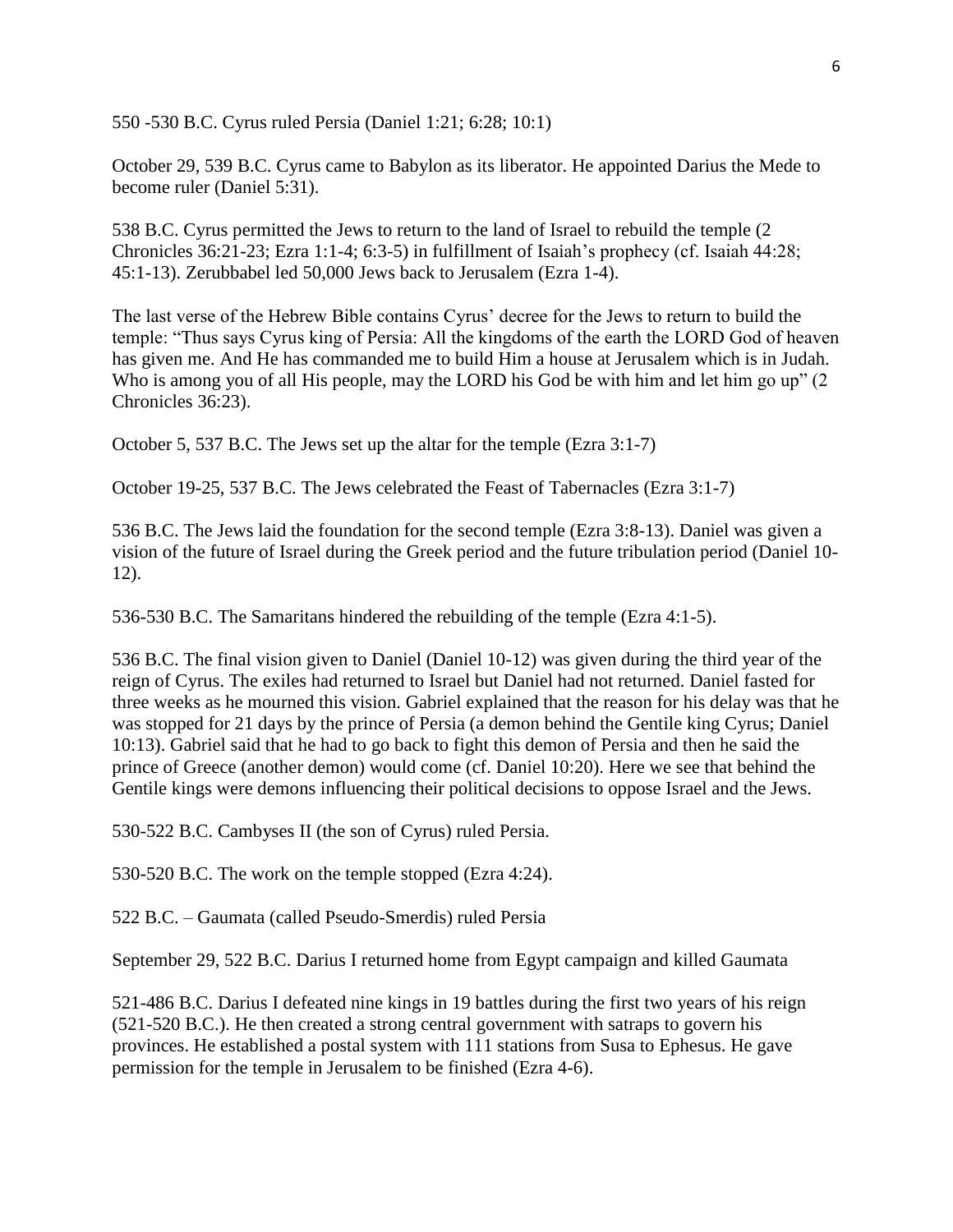550 -530 B.C. Cyrus ruled Persia (Daniel 1:21; 6:28; 10:1)

October 29, 539 B.C. Cyrus came to Babylon as its liberator. He appointed Darius the Mede to become ruler (Daniel 5:31).

538 B.C. Cyrus permitted the Jews to return to the land of Israel to rebuild the temple (2 Chronicles 36:21-23; Ezra 1:1-4; 6:3-5) in fulfillment of Isaiah's prophecy (cf. Isaiah 44:28; 45:1-13). Zerubbabel led 50,000 Jews back to Jerusalem (Ezra 1-4).

The last verse of the Hebrew Bible contains Cyrus' decree for the Jews to return to build the temple: "Thus says Cyrus king of Persia: All the kingdoms of the earth the LORD God of heaven has given me. And He has commanded me to build Him a house at Jerusalem which is in Judah. Who is among you of all His people, may the LORD his God be with him and let him go up" (2 Chronicles 36:23).

October 5, 537 B.C. The Jews set up the altar for the temple (Ezra 3:1-7)

October 19-25, 537 B.C. The Jews celebrated the Feast of Tabernacles (Ezra 3:1-7)

536 B.C. The Jews laid the foundation for the second temple (Ezra 3:8-13). Daniel was given a vision of the future of Israel during the Greek period and the future tribulation period (Daniel 10-12).

536-530 B.C. The Samaritans hindered the rebuilding of the temple (Ezra 4:1-5).

536 B.C. The final vision given to Daniel (Daniel 10-12) was given during the third year of the reign of Cyrus. The exiles had returned to Israel but Daniel had not returned. Daniel fasted for three weeks as he mourned this vision. Gabriel explained that the reason for his delay was that he was stopped for 21 days by the prince of Persia (a demon behind the Gentile king Cyrus; Daniel 10:13). Gabriel said that he had to go back to fight this demon of Persia and then he said the prince of Greece (another demon) would come (cf. Daniel 10:20). Here we see that behind the Gentile kings were demons influencing their political decisions to oppose Israel and the Jews.

530-522 B.C. Cambyses II (the son of Cyrus) ruled Persia.

530-520 B.C. The work on the temple stopped (Ezra 4:24).

522 B.C. – Gaumata (called Pseudo-Smerdis) ruled Persia

September 29, 522 B.C. Darius I returned home from Egypt campaign and killed Gaumata

521-486 B.C. Darius I defeated nine kings in 19 battles during the first two years of his reign (521-520 B.C.). He then created a strong central government with satraps to govern his provinces. He established a postal system with 111 stations from Susa to Ephesus. He gave permission for the temple in Jerusalem to be finished (Ezra 4-6).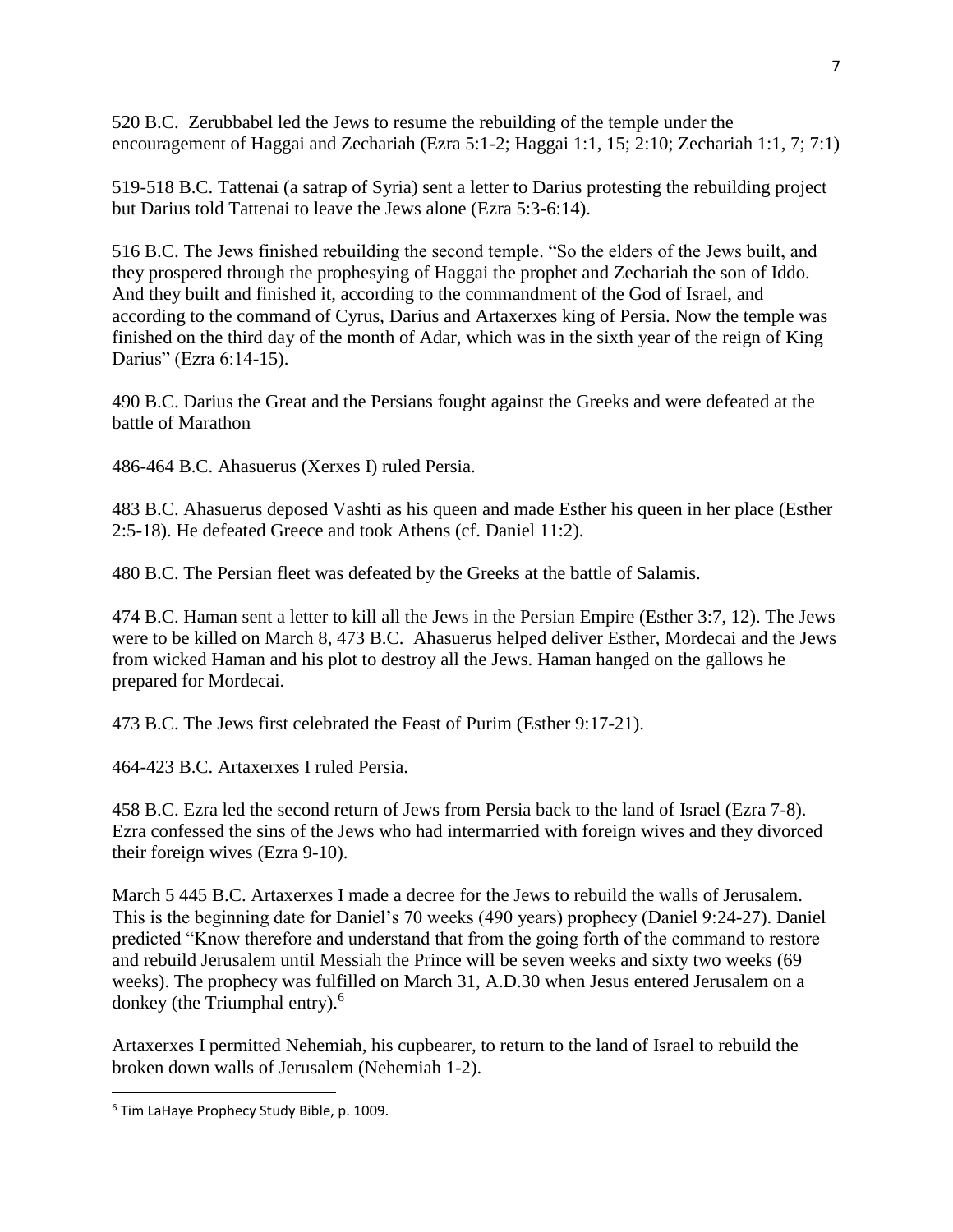520 B.C. Zerubbabel led the Jews to resume the rebuilding of the temple under the encouragement of Haggai and Zechariah (Ezra 5:1-2; Haggai 1:1, 15; 2:10; Zechariah 1:1, 7; 7:1)

519-518 B.C. Tattenai (a satrap of Syria) sent a letter to Darius protesting the rebuilding project but Darius told Tattenai to leave the Jews alone (Ezra 5:3-6:14).

516 B.C. The Jews finished rebuilding the second temple. "So the elders of the Jews built, and they prospered through the prophesying of Haggai the prophet and Zechariah the son of Iddo. And they built and finished it, according to the commandment of the God of Israel, and according to the command of Cyrus, Darius and Artaxerxes king of Persia. Now the temple was finished on the third day of the month of Adar, which was in the sixth year of the reign of King Darius" (Ezra 6:14-15).

490 B.C. Darius the Great and the Persians fought against the Greeks and were defeated at the battle of Marathon

486-464 B.C. Ahasuerus (Xerxes I) ruled Persia.

483 B.C. Ahasuerus deposed Vashti as his queen and made Esther his queen in her place (Esther 2:5-18). He defeated Greece and took Athens (cf. Daniel 11:2).

480 B.C. The Persian fleet was defeated by the Greeks at the battle of Salamis.

474 B.C. Haman sent a letter to kill all the Jews in the Persian Empire (Esther 3:7, 12). The Jews were to be killed on March 8, 473 B.C. Ahasuerus helped deliver Esther, Mordecai and the Jews from wicked Haman and his plot to destroy all the Jews. Haman hanged on the gallows he prepared for Mordecai.

473 B.C. The Jews first celebrated the Feast of Purim (Esther 9:17-21).

464-423 B.C. Artaxerxes I ruled Persia.

458 B.C. Ezra led the second return of Jews from Persia back to the land of Israel (Ezra 7-8). Ezra confessed the sins of the Jews who had intermarried with foreign wives and they divorced their foreign wives (Ezra 9-10).

March 5 445 B.C. Artaxerxes I made a decree for the Jews to rebuild the walls of Jerusalem. This is the beginning date for Daniel's 70 weeks (490 years) prophecy (Daniel 9:24-27). Daniel predicted "Know therefore and understand that from the going forth of the command to restore and rebuild Jerusalem until Messiah the Prince will be seven weeks and sixty two weeks (69 weeks). The prophecy was fulfilled on March 31, A.D.30 when Jesus entered Jerusalem on a donkey (the Triumphal entry).[6]

Artaxerxes I permitted Nehemiah, his cupbearer, to return to the land of Israel to rebuild the broken down walls of Jerusalem (Nehemiah 1-2).

[6] Tim LaHaye Prophecy Study Bible, p. 1009.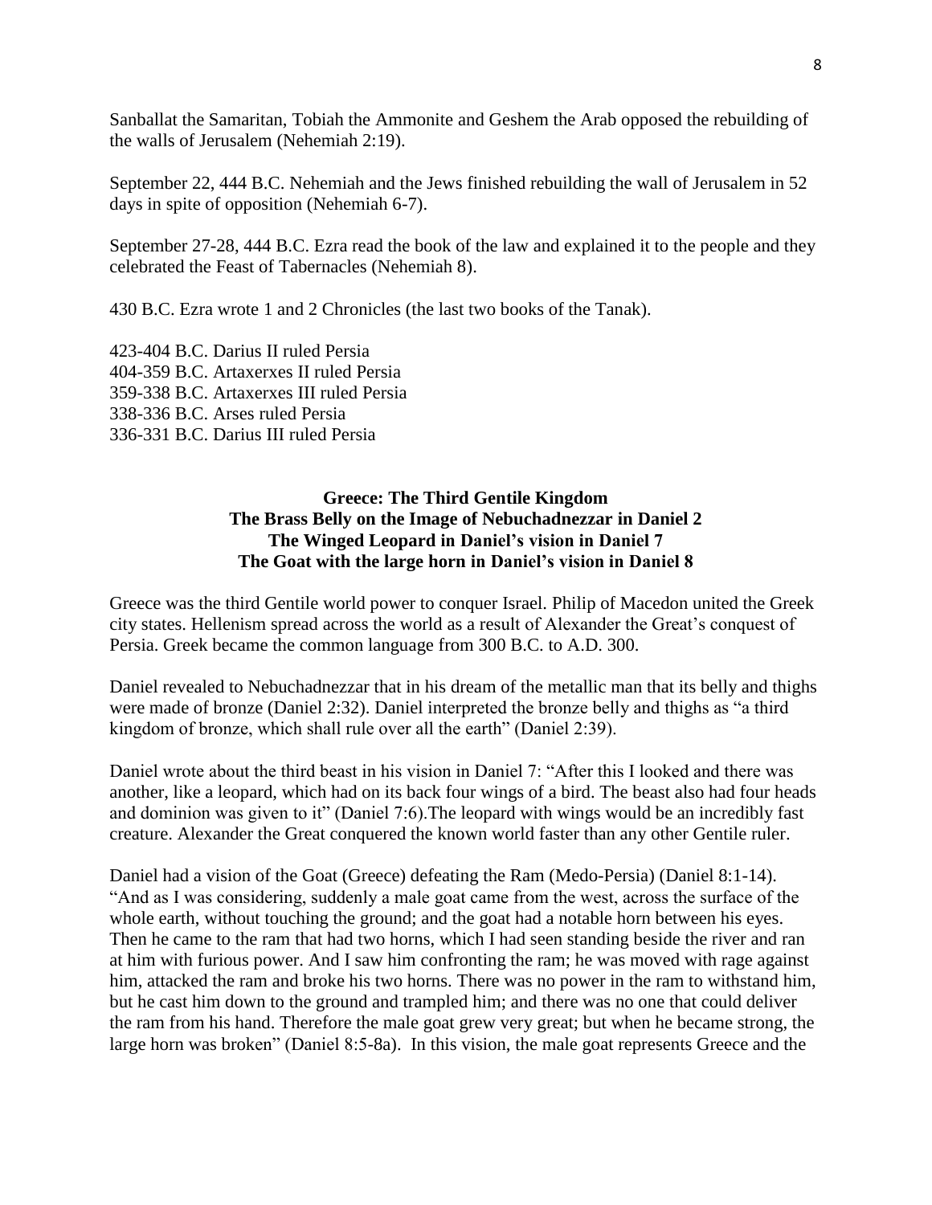Sanballat the Samaritan, Tobiah the Ammonite and Geshem the Arab opposed the rebuilding of the walls of Jerusalem (Nehemiah 2:19).

September 22, 444 B.C. Nehemiah and the Jews finished rebuilding the wall of Jerusalem in 52 days in spite of opposition (Nehemiah 6-7).

September 27-28, 444 B.C. Ezra read the book of the law and explained it to the people and they celebrated the Feast of Tabernacles (Nehemiah 8).

430 B.C. Ezra wrote 1 and 2 Chronicles (the last two books of the Tanak).

423-404 B.C. Darius II ruled Persia
404-359 B.C. Artaxerxes II ruled Persia
359-338 B.C. Artaxerxes III ruled Persia
338-336 B.C. Arses ruled Persia
336-331 B.C. Darius III ruled Persia

**Greece: The Third Gentile Kingdom**
**The Brass Belly on the Image of Nebuchadnezzar in Daniel 2**
**The Winged Leopard in Daniel's vision in Daniel 7**
**The Goat with the large horn in Daniel's vision in Daniel 8**

Greece was the third Gentile world power to conquer Israel. Philip of Macedon united the Greek city states. Hellenism spread across the world as a result of Alexander the Great's conquest of Persia. Greek became the common language from 300 B.C. to A.D. 300.

Daniel revealed to Nebuchadnezzar that in his dream of the metallic man that its belly and thighs were made of bronze (Daniel 2:32). Daniel interpreted the bronze belly and thighs as "a third kingdom of bronze, which shall rule over all the earth" (Daniel 2:39).

Daniel wrote about the third beast in his vision in Daniel 7: "After this I looked and there was another, like a leopard, which had on its back four wings of a bird. The beast also had four heads and dominion was given to it" (Daniel 7:6).The leopard with wings would be an incredibly fast creature. Alexander the Great conquered the known world faster than any other Gentile ruler.

Daniel had a vision of the Goat (Greece) defeating the Ram (Medo-Persia) (Daniel 8:1-14). "And as I was considering, suddenly a male goat came from the west, across the surface of the whole earth, without touching the ground; and the goat had a notable horn between his eyes. Then he came to the ram that had two horns, which I had seen standing beside the river and ran at him with furious power. And I saw him confronting the ram; he was moved with rage against him, attacked the ram and broke his two horns. There was no power in the ram to withstand him, but he cast him down to the ground and trampled him; and there was no one that could deliver the ram from his hand. Therefore the male goat grew very great; but when he became strong, the large horn was broken" (Daniel 8:5-8a). In this vision, the male goat represents Greece and the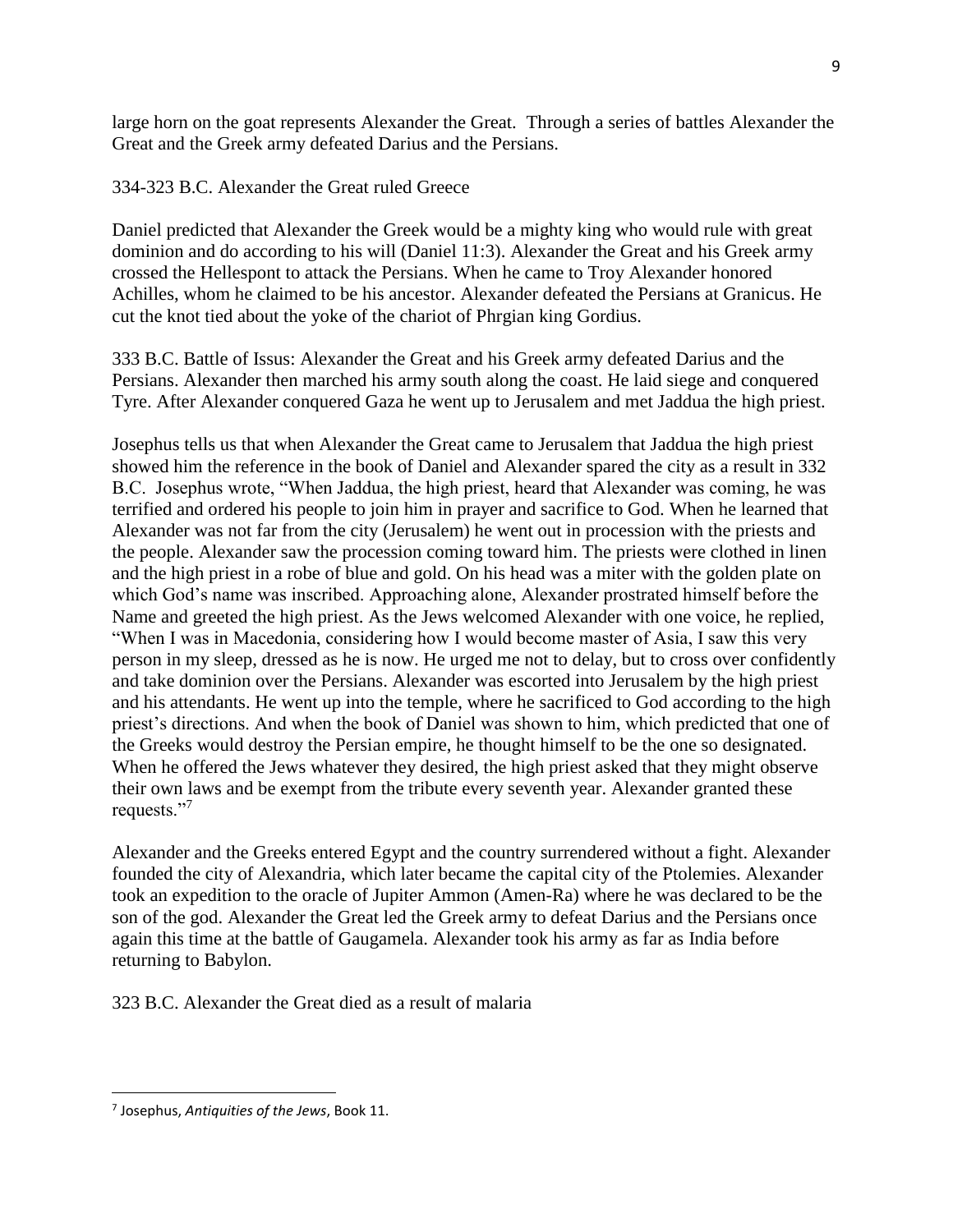large horn on the goat represents Alexander the Great. Through a series of battles Alexander the Great and the Greek army defeated Darius and the Persians.

334-323 B.C. Alexander the Great ruled Greece

Daniel predicted that Alexander the Greek would be a mighty king who would rule with great dominion and do according to his will (Daniel 11:3). Alexander the Great and his Greek army crossed the Hellespont to attack the Persians. When he came to Troy Alexander honored Achilles, whom he claimed to be his ancestor. Alexander defeated the Persians at Granicus. He cut the knot tied about the yoke of the chariot of Phrgian king Gordius.

333 B.C. Battle of Issus: Alexander the Great and his Greek army defeated Darius and the Persians. Alexander then marched his army south along the coast. He laid siege and conquered Tyre. After Alexander conquered Gaza he went up to Jerusalem and met Jaddua the high priest.

Josephus tells us that when Alexander the Great came to Jerusalem that Jaddua the high priest showed him the reference in the book of Daniel and Alexander spared the city as a result in 332 B.C. Josephus wrote, "When Jaddua, the high priest, heard that Alexander was coming, he was terrified and ordered his people to join him in prayer and sacrifice to God. When he learned that Alexander was not far from the city (Jerusalem) he went out in procession with the priests and the people. Alexander saw the procession coming toward him. The priests were clothed in linen and the high priest in a robe of blue and gold. On his head was a miter with the golden plate on which God's name was inscribed. Approaching alone, Alexander prostrated himself before the Name and greeted the high priest. As the Jews welcomed Alexander with one voice, he replied, "When I was in Macedonia, considering how I would become master of Asia, I saw this very person in my sleep, dressed as he is now. He urged me not to delay, but to cross over confidently and take dominion over the Persians. Alexander was escorted into Jerusalem by the high priest and his attendants. He went up into the temple, where he sacrificed to God according to the high priest's directions. And when the book of Daniel was shown to him, which predicted that one of the Greeks would destroy the Persian empire, he thought himself to be the one so designated. When he offered the Jews whatever they desired, the high priest asked that they might observe their own laws and be exempt from the tribute every seventh year. Alexander granted these requests."[7]

Alexander and the Greeks entered Egypt and the country surrendered without a fight. Alexander founded the city of Alexandria, which later became the capital city of the Ptolemies. Alexander took an expedition to the oracle of Jupiter Ammon (Amen-Ra) where he was declared to be the son of the god. Alexander the Great led the Greek army to defeat Darius and the Persians once again this time at the battle of Gaugamela. Alexander took his army as far as India before returning to Babylon.

323 B.C. Alexander the Great died as a result of malaria

---

[7] Josephus, *Antiquities of the Jews*, Book 11.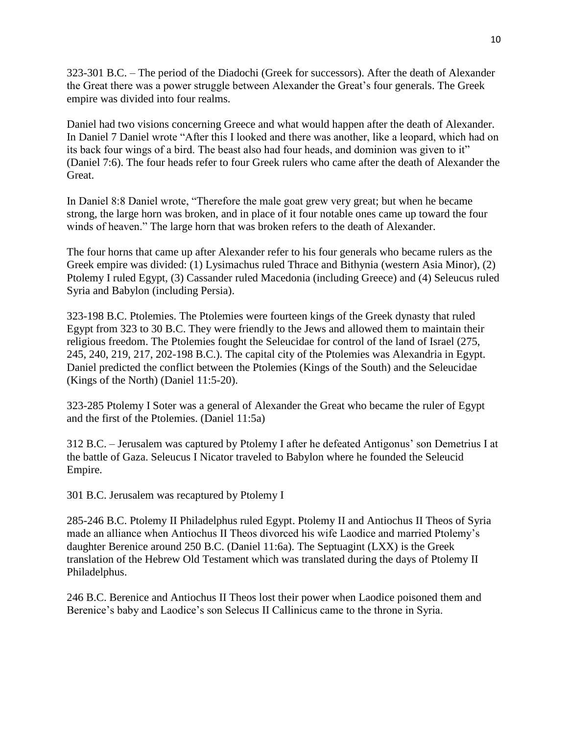323-301 B.C. – The period of the Diadochi (Greek for successors). After the death of Alexander the Great there was a power struggle between Alexander the Great's four generals. The Greek empire was divided into four realms.

Daniel had two visions concerning Greece and what would happen after the death of Alexander. In Daniel 7 Daniel wrote "After this I looked and there was another, like a leopard, which had on its back four wings of a bird. The beast also had four heads, and dominion was given to it" (Daniel 7:6). The four heads refer to four Greek rulers who came after the death of Alexander the Great.

In Daniel 8:8 Daniel wrote, "Therefore the male goat grew very great; but when he became strong, the large horn was broken, and in place of it four notable ones came up toward the four winds of heaven." The large horn that was broken refers to the death of Alexander.

The four horns that came up after Alexander refer to his four generals who became rulers as the Greek empire was divided: (1) Lysimachus ruled Thrace and Bithynia (western Asia Minor), (2) Ptolemy I ruled Egypt, (3) Cassander ruled Macedonia (including Greece) and (4) Seleucus ruled Syria and Babylon (including Persia).

323-198 B.C. Ptolemies. The Ptolemies were fourteen kings of the Greek dynasty that ruled Egypt from 323 to 30 B.C. They were friendly to the Jews and allowed them to maintain their religious freedom. The Ptolemies fought the Seleucidae for control of the land of Israel (275, 245, 240, 219, 217, 202-198 B.C.). The capital city of the Ptolemies was Alexandria in Egypt. Daniel predicted the conflict between the Ptolemies (Kings of the South) and the Seleucidae (Kings of the North) (Daniel 11:5-20).

323-285 Ptolemy I Soter was a general of Alexander the Great who became the ruler of Egypt and the first of the Ptolemies. (Daniel 11:5a)

312 B.C. – Jerusalem was captured by Ptolemy I after he defeated Antigonus' son Demetrius I at the battle of Gaza. Seleucus I Nicator traveled to Babylon where he founded the Seleucid Empire.

301 B.C. Jerusalem was recaptured by Ptolemy I

285-246 B.C. Ptolemy II Philadelphus ruled Egypt. Ptolemy II and Antiochus II Theos of Syria made an alliance when Antiochus II Theos divorced his wife Laodice and married Ptolemy's daughter Berenice around 250 B.C. (Daniel 11:6a). The Septuagint (LXX) is the Greek translation of the Hebrew Old Testament which was translated during the days of Ptolemy II Philadelphus.

246 B.C. Berenice and Antiochus II Theos lost their power when Laodice poisoned them and Berenice's baby and Laodice's son Selecus II Callinicus came to the throne in Syria.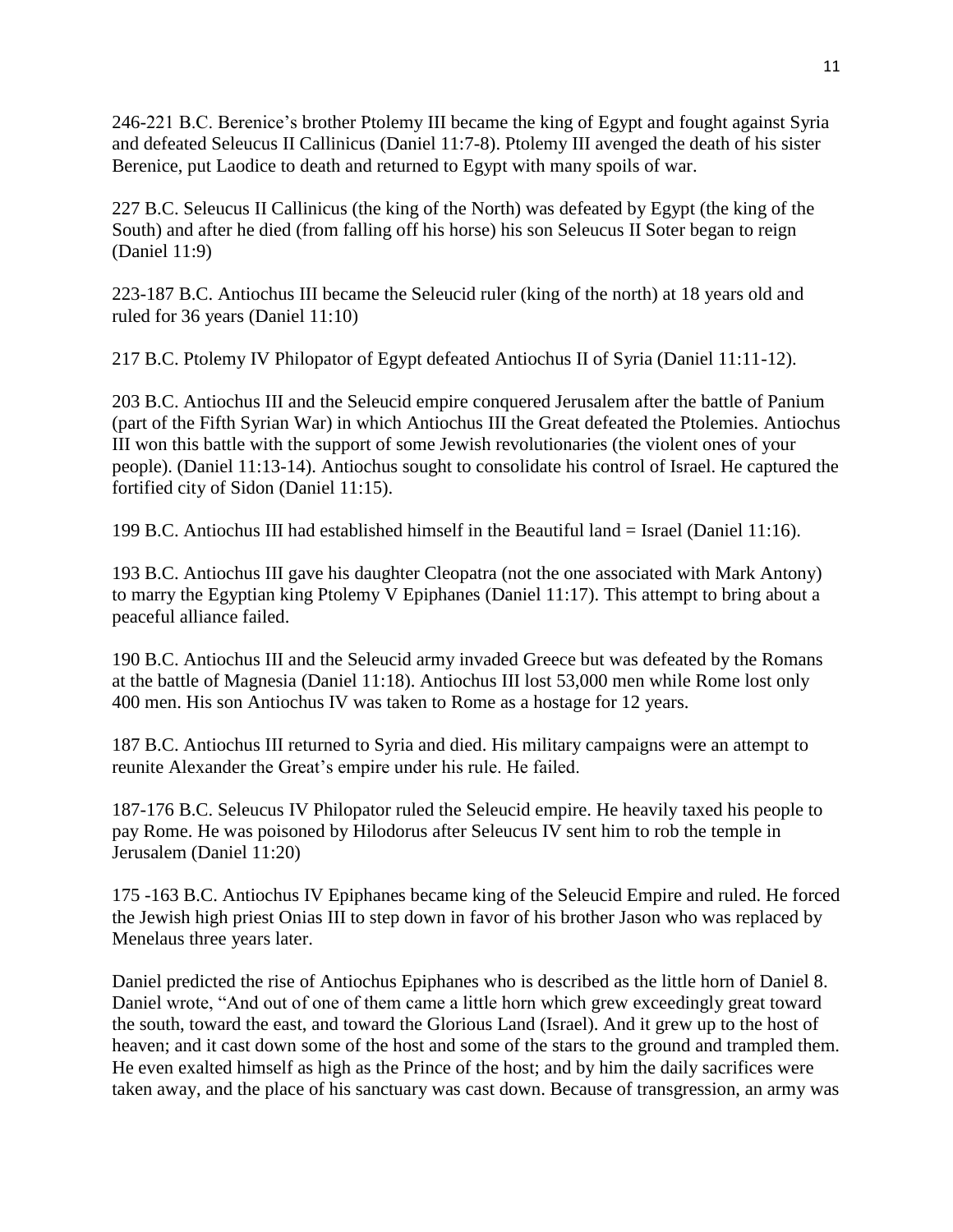246-221 B.C. Berenice's brother Ptolemy III became the king of Egypt and fought against Syria and defeated Seleucus II Callinicus (Daniel 11:7-8). Ptolemy III avenged the death of his sister Berenice, put Laodice to death and returned to Egypt with many spoils of war.

227 B.C. Seleucus II Callinicus (the king of the North) was defeated by Egypt (the king of the South) and after he died (from falling off his horse) his son Seleucus II Soter began to reign (Daniel 11:9)

223-187 B.C. Antiochus III became the Seleucid ruler (king of the north) at 18 years old and ruled for 36 years (Daniel 11:10)

217 B.C. Ptolemy IV Philopator of Egypt defeated Antiochus II of Syria (Daniel 11:11-12).

203 B.C. Antiochus III and the Seleucid empire conquered Jerusalem after the battle of Panium (part of the Fifth Syrian War) in which Antiochus III the Great defeated the Ptolemies. Antiochus III won this battle with the support of some Jewish revolutionaries (the violent ones of your people). (Daniel 11:13-14). Antiochus sought to consolidate his control of Israel. He captured the fortified city of Sidon (Daniel 11:15).

199 B.C. Antiochus III had established himself in the Beautiful land = Israel (Daniel 11:16).

193 B.C. Antiochus III gave his daughter Cleopatra (not the one associated with Mark Antony) to marry the Egyptian king Ptolemy V Epiphanes (Daniel 11:17). This attempt to bring about a peaceful alliance failed.

190 B.C. Antiochus III and the Seleucid army invaded Greece but was defeated by the Romans at the battle of Magnesia (Daniel 11:18). Antiochus III lost 53,000 men while Rome lost only 400 men. His son Antiochus IV was taken to Rome as a hostage for 12 years.

187 B.C. Antiochus III returned to Syria and died. His military campaigns were an attempt to reunite Alexander the Great's empire under his rule. He failed.

187-176 B.C. Seleucus IV Philopator ruled the Seleucid empire. He heavily taxed his people to pay Rome. He was poisoned by Hilodorus after Seleucus IV sent him to rob the temple in Jerusalem (Daniel 11:20)

175 -163 B.C. Antiochus IV Epiphanes became king of the Seleucid Empire and ruled. He forced the Jewish high priest Onias III to step down in favor of his brother Jason who was replaced by Menelaus three years later.

Daniel predicted the rise of Antiochus Epiphanes who is described as the little horn of Daniel 8. Daniel wrote, "And out of one of them came a little horn which grew exceedingly great toward the south, toward the east, and toward the Glorious Land (Israel). And it grew up to the host of heaven; and it cast down some of the host and some of the stars to the ground and trampled them. He even exalted himself as high as the Prince of the host; and by him the daily sacrifices were taken away, and the place of his sanctuary was cast down. Because of transgression, an army was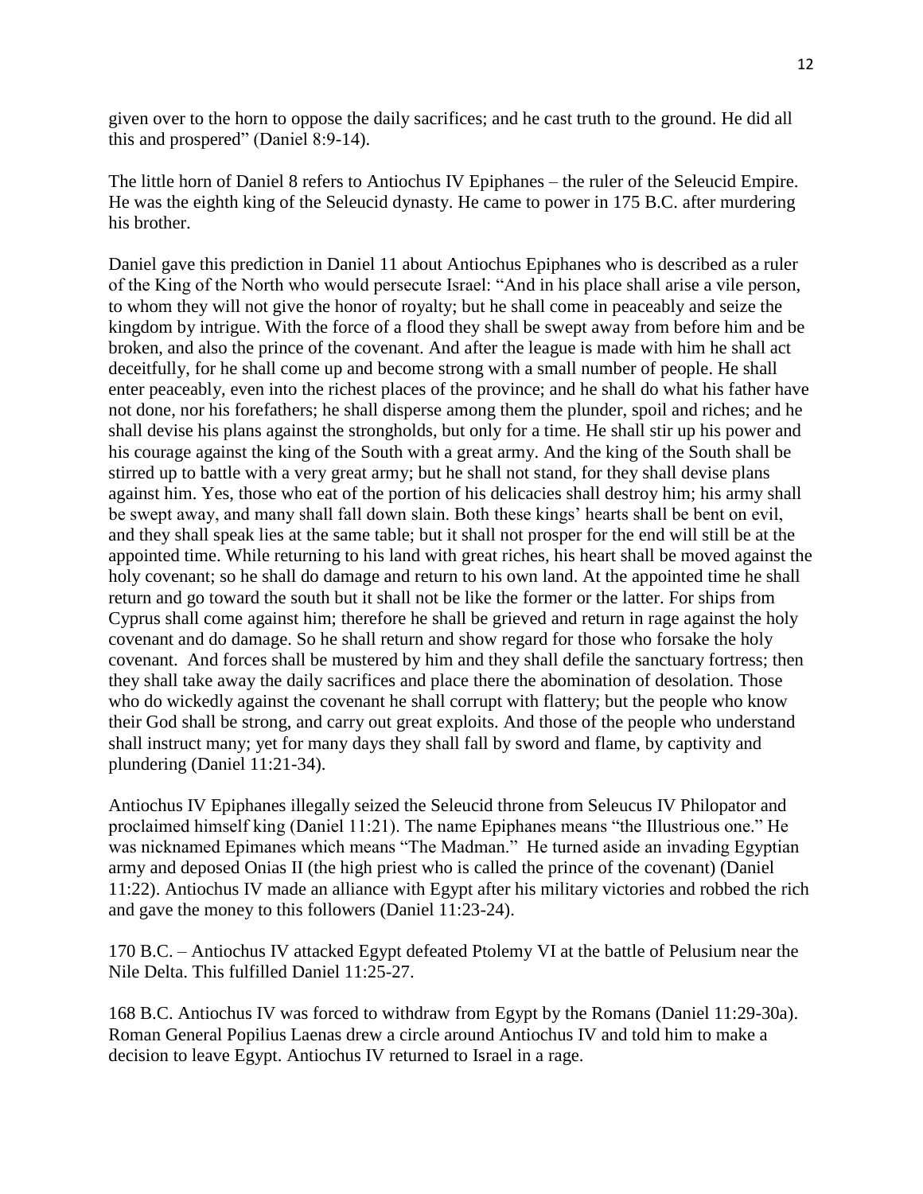given over to the horn to oppose the daily sacrifices; and he cast truth to the ground. He did all this and prospered" (Daniel 8:9-14).

The little horn of Daniel 8 refers to Antiochus IV Epiphanes – the ruler of the Seleucid Empire. He was the eighth king of the Seleucid dynasty. He came to power in 175 B.C. after murdering his brother.

Daniel gave this prediction in Daniel 11 about Antiochus Epiphanes who is described as a ruler of the King of the North who would persecute Israel: "And in his place shall arise a vile person, to whom they will not give the honor of royalty; but he shall come in peaceably and seize the kingdom by intrigue. With the force of a flood they shall be swept away from before him and be broken, and also the prince of the covenant. And after the league is made with him he shall act deceitfully, for he shall come up and become strong with a small number of people. He shall enter peaceably, even into the richest places of the province; and he shall do what his father have not done, nor his forefathers; he shall disperse among them the plunder, spoil and riches; and he shall devise his plans against the strongholds, but only for a time. He shall stir up his power and his courage against the king of the South with a great army. And the king of the South shall be stirred up to battle with a very great army; but he shall not stand, for they shall devise plans against him. Yes, those who eat of the portion of his delicacies shall destroy him; his army shall be swept away, and many shall fall down slain. Both these kings' hearts shall be bent on evil, and they shall speak lies at the same table; but it shall not prosper for the end will still be at the appointed time. While returning to his land with great riches, his heart shall be moved against the holy covenant; so he shall do damage and return to his own land. At the appointed time he shall return and go toward the south but it shall not be like the former or the latter. For ships from Cyprus shall come against him; therefore he shall be grieved and return in rage against the holy covenant and do damage. So he shall return and show regard for those who forsake the holy covenant. And forces shall be mustered by him and they shall defile the sanctuary fortress; then they shall take away the daily sacrifices and place there the abomination of desolation. Those who do wickedly against the covenant he shall corrupt with flattery; but the people who know their God shall be strong, and carry out great exploits. And those of the people who understand shall instruct many; yet for many days they shall fall by sword and flame, by captivity and plundering (Daniel 11:21-34).

Antiochus IV Epiphanes illegally seized the Seleucid throne from Seleucus IV Philopator and proclaimed himself king (Daniel 11:21). The name Epiphanes means "the Illustrious one." He was nicknamed Epimanes which means "The Madman." He turned aside an invading Egyptian army and deposed Onias II (the high priest who is called the prince of the covenant) (Daniel 11:22). Antiochus IV made an alliance with Egypt after his military victories and robbed the rich and gave the money to this followers (Daniel 11:23-24).

170 B.C. – Antiochus IV attacked Egypt defeated Ptolemy VI at the battle of Pelusium near the Nile Delta. This fulfilled Daniel 11:25-27.

168 B.C. Antiochus IV was forced to withdraw from Egypt by the Romans (Daniel 11:29-30a). Roman General Popilius Laenas drew a circle around Antiochus IV and told him to make a decision to leave Egypt. Antiochus IV returned to Israel in a rage.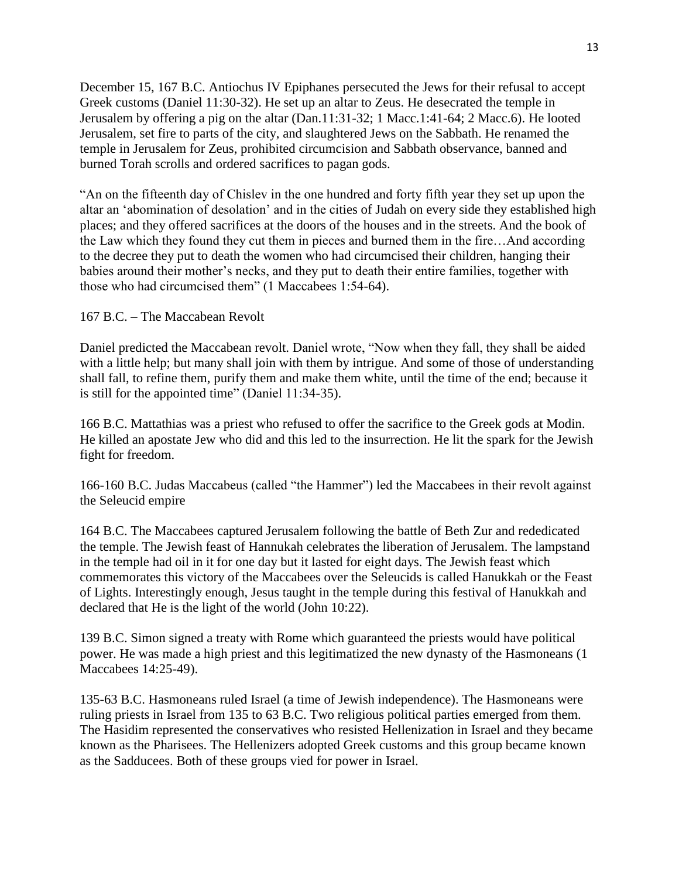December 15, 167 B.C. Antiochus IV Epiphanes persecuted the Jews for their refusal to accept Greek customs (Daniel 11:30-32). He set up an altar to Zeus. He desecrated the temple in Jerusalem by offering a pig on the altar (Dan.11:31-32; 1 Macc.1:41-64; 2 Macc.6). He looted Jerusalem, set fire to parts of the city, and slaughtered Jews on the Sabbath. He renamed the temple in Jerusalem for Zeus, prohibited circumcision and Sabbath observance, banned and burned Torah scrolls and ordered sacrifices to pagan gods.

"An on the fifteenth day of Chislev in the one hundred and forty fifth year they set up upon the altar an 'abomination of desolation' and in the cities of Judah on every side they established high places; and they offered sacrifices at the doors of the houses and in the streets. And the book of the Law which they found they cut them in pieces and burned them in the fire…And according to the decree they put to death the women who had circumcised their children, hanging their babies around their mother's necks, and they put to death their entire families, together with those who had circumcised them" (1 Maccabees 1:54-64).

167 B.C. – The Maccabean Revolt

Daniel predicted the Maccabean revolt. Daniel wrote, "Now when they fall, they shall be aided with a little help; but many shall join with them by intrigue. And some of those of understanding shall fall, to refine them, purify them and make them white, until the time of the end; because it is still for the appointed time" (Daniel 11:34-35).

166 B.C. Mattathias was a priest who refused to offer the sacrifice to the Greek gods at Modin. He killed an apostate Jew who did and this led to the insurrection. He lit the spark for the Jewish fight for freedom.

166-160 B.C. Judas Maccabeus (called "the Hammer") led the Maccabees in their revolt against the Seleucid empire

164 B.C. The Maccabees captured Jerusalem following the battle of Beth Zur and rededicated the temple. The Jewish feast of Hannukah celebrates the liberation of Jerusalem. The lampstand in the temple had oil in it for one day but it lasted for eight days. The Jewish feast which commemorates this victory of the Maccabees over the Seleucids is called Hanukkah or the Feast of Lights. Interestingly enough, Jesus taught in the temple during this festival of Hanukkah and declared that He is the light of the world (John 10:22).

139 B.C. Simon signed a treaty with Rome which guaranteed the priests would have political power. He was made a high priest and this legitimatized the new dynasty of the Hasmoneans (1 Maccabees 14:25-49).

135-63 B.C. Hasmoneans ruled Israel (a time of Jewish independence). The Hasmoneans were ruling priests in Israel from 135 to 63 B.C. Two religious political parties emerged from them. The Hasidim represented the conservatives who resisted Hellenization in Israel and they became known as the Pharisees. The Hellenizers adopted Greek customs and this group became known as the Sadducees. Both of these groups vied for power in Israel.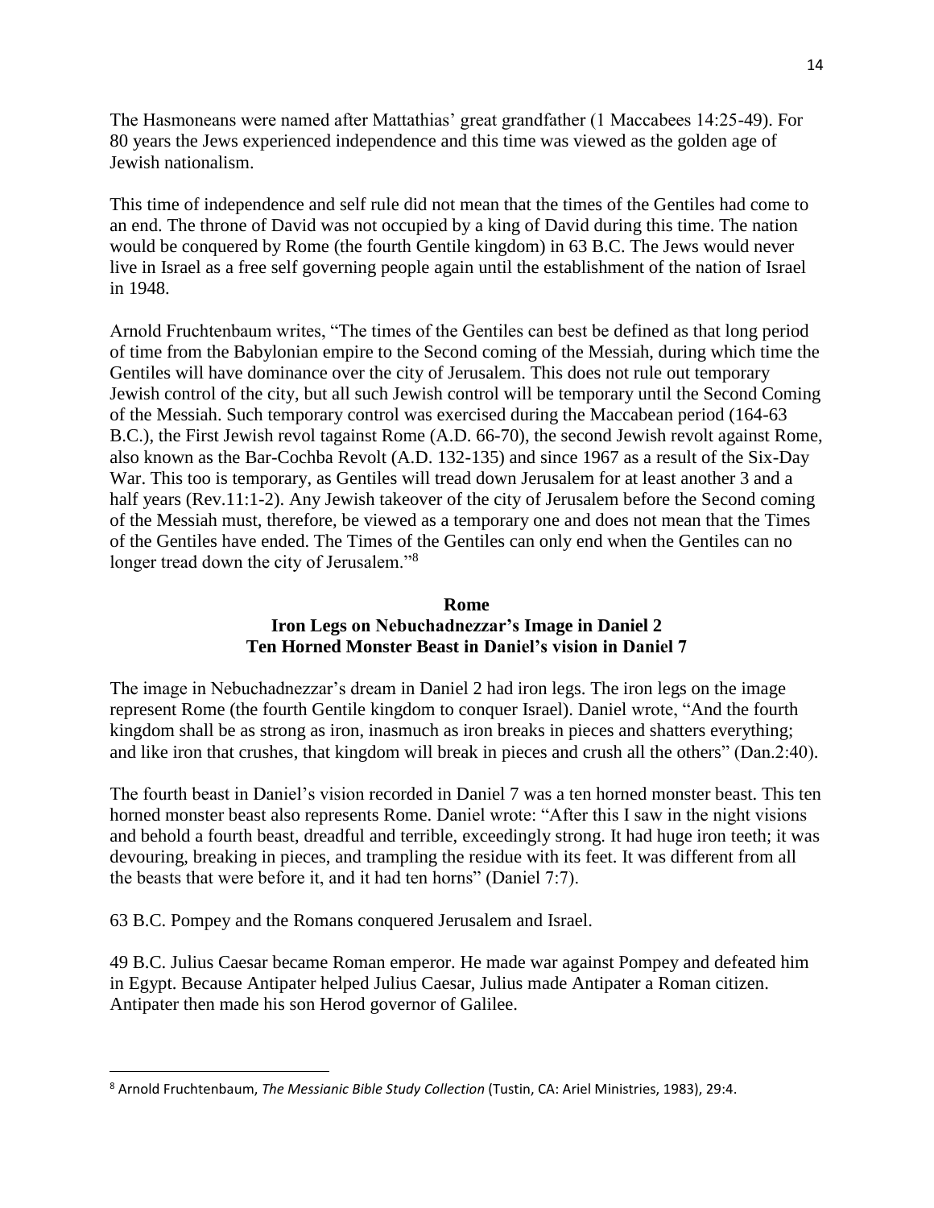The Hasmoneans were named after Mattathias' great grandfather (1 Maccabees 14:25-49). For 80 years the Jews experienced independence and this time was viewed as the golden age of Jewish nationalism.

This time of independence and self rule did not mean that the times of the Gentiles had come to an end. The throne of David was not occupied by a king of David during this time. The nation would be conquered by Rome (the fourth Gentile kingdom) in 63 B.C. The Jews would never live in Israel as a free self governing people again until the establishment of the nation of Israel in 1948.

Arnold Fruchtenbaum writes, "The times of the Gentiles can best be defined as that long period of time from the Babylonian empire to the Second coming of the Messiah, during which time the Gentiles will have dominance over the city of Jerusalem. This does not rule out temporary Jewish control of the city, but all such Jewish control will be temporary until the Second Coming of the Messiah. Such temporary control was exercised during the Maccabean period (164-63 B.C.), the First Jewish revol tagainst Rome (A.D. 66-70), the second Jewish revolt against Rome, also known as the Bar-Cochba Revolt (A.D. 132-135) and since 1967 as a result of the Six-Day War. This too is temporary, as Gentiles will tread down Jerusalem for at least another 3 and a half years (Rev.11:1-2). Any Jewish takeover of the city of Jerusalem before the Second coming of the Messiah must, therefore, be viewed as a temporary one and does not mean that the Times of the Gentiles have ended. The Times of the Gentiles can only end when the Gentiles can no longer tread down the city of Jerusalem."[8]

**Rome**
**Iron Legs on Nebuchadnezzar's Image in Daniel 2**
**Ten Horned Monster Beast in Daniel's vision in Daniel 7**

The image in Nebuchadnezzar's dream in Daniel 2 had iron legs. The iron legs on the image represent Rome (the fourth Gentile kingdom to conquer Israel). Daniel wrote, "And the fourth kingdom shall be as strong as iron, inasmuch as iron breaks in pieces and shatters everything; and like iron that crushes, that kingdom will break in pieces and crush all the others" (Dan.2:40).

The fourth beast in Daniel's vision recorded in Daniel 7 was a ten horned monster beast. This ten horned monster beast also represents Rome. Daniel wrote: "After this I saw in the night visions and behold a fourth beast, dreadful and terrible, exceedingly strong. It had huge iron teeth; it was devouring, breaking in pieces, and trampling the residue with its feet. It was different from all the beasts that were before it, and it had ten horns" (Daniel 7:7).

63 B.C. Pompey and the Romans conquered Jerusalem and Israel.

49 B.C. Julius Caesar became Roman emperor. He made war against Pompey and defeated him in Egypt. Because Antipater helped Julius Caesar, Julius made Antipater a Roman citizen. Antipater then made his son Herod governor of Galilee.

---

[8] Arnold Fruchtenbaum, *The Messianic Bible Study Collection* (Tustin, CA: Ariel Ministries, 1983), 29:4.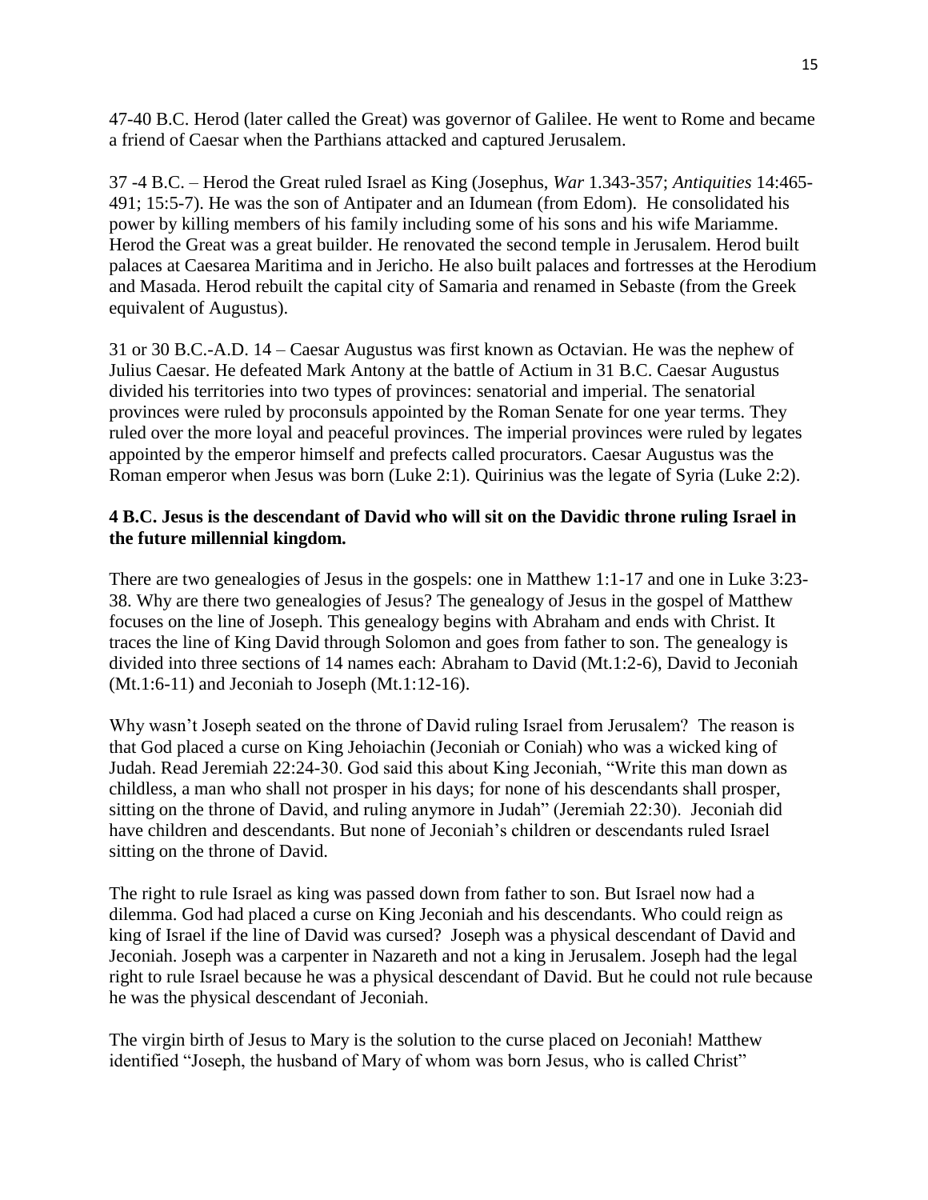47-40 B.C. Herod (later called the Great) was governor of Galilee. He went to Rome and became a friend of Caesar when the Parthians attacked and captured Jerusalem.

37 -4 B.C. – Herod the Great ruled Israel as King (Josephus, *War* 1.343-357; *Antiquities* 14:465-491; 15:5-7). He was the son of Antipater and an Idumean (from Edom). He consolidated his power by killing members of his family including some of his sons and his wife Mariamme. Herod the Great was a great builder. He renovated the second temple in Jerusalem. Herod built palaces at Caesarea Maritima and in Jericho. He also built palaces and fortresses at the Herodium and Masada. Herod rebuilt the capital city of Samaria and renamed in Sebaste (from the Greek equivalent of Augustus).

31 or 30 B.C.-A.D. 14 – Caesar Augustus was first known as Octavian. He was the nephew of Julius Caesar. He defeated Mark Antony at the battle of Actium in 31 B.C. Caesar Augustus divided his territories into two types of provinces: senatorial and imperial. The senatorial provinces were ruled by proconsuls appointed by the Roman Senate for one year terms. They ruled over the more loyal and peaceful provinces. The imperial provinces were ruled by legates appointed by the emperor himself and prefects called procurators. Caesar Augustus was the Roman emperor when Jesus was born (Luke 2:1). Quirinius was the legate of Syria (Luke 2:2).

**4 B.C. Jesus is the descendant of David who will sit on the Davidic throne ruling Israel in the future millennial kingdom.**

There are two genealogies of Jesus in the gospels: one in Matthew 1:1-17 and one in Luke 3:23-38. Why are there two genealogies of Jesus? The genealogy of Jesus in the gospel of Matthew focuses on the line of Joseph. This genealogy begins with Abraham and ends with Christ. It traces the line of King David through Solomon and goes from father to son. The genealogy is divided into three sections of 14 names each: Abraham to David (Mt.1:2-6), David to Jeconiah (Mt.1:6-11) and Jeconiah to Joseph (Mt.1:12-16).

Why wasn't Joseph seated on the throne of David ruling Israel from Jerusalem? The reason is that God placed a curse on King Jehoiachin (Jeconiah or Coniah) who was a wicked king of Judah. Read Jeremiah 22:24-30. God said this about King Jeconiah, "Write this man down as childless, a man who shall not prosper in his days; for none of his descendants shall prosper, sitting on the throne of David, and ruling anymore in Judah" (Jeremiah 22:30). Jeconiah did have children and descendants. But none of Jeconiah's children or descendants ruled Israel sitting on the throne of David.

The right to rule Israel as king was passed down from father to son. But Israel now had a dilemma. God had placed a curse on King Jeconiah and his descendants. Who could reign as king of Israel if the line of David was cursed? Joseph was a physical descendant of David and Jeconiah. Joseph was a carpenter in Nazareth and not a king in Jerusalem. Joseph had the legal right to rule Israel because he was a physical descendant of David. But he could not rule because he was the physical descendant of Jeconiah.

The virgin birth of Jesus to Mary is the solution to the curse placed on Jeconiah! Matthew identified "Joseph, the husband of Mary of whom was born Jesus, who is called Christ"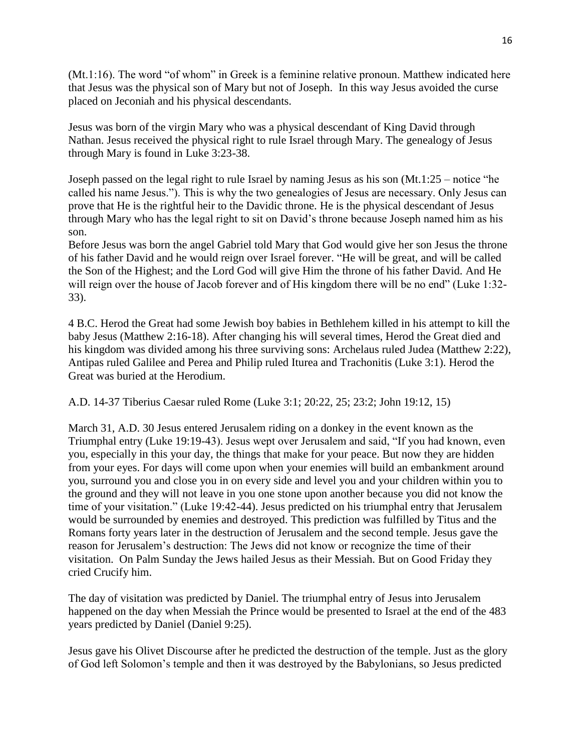(Mt.1:16). The word "of whom" in Greek is a feminine relative pronoun. Matthew indicated here that Jesus was the physical son of Mary but not of Joseph. In this way Jesus avoided the curse placed on Jeconiah and his physical descendants.

Jesus was born of the virgin Mary who was a physical descendant of King David through Nathan. Jesus received the physical right to rule Israel through Mary. The genealogy of Jesus through Mary is found in Luke 3:23-38.

Joseph passed on the legal right to rule Israel by naming Jesus as his son (Mt.1:25 – notice "he called his name Jesus."). This is why the two genealogies of Jesus are necessary. Only Jesus can prove that He is the rightful heir to the Davidic throne. He is the physical descendant of Jesus through Mary who has the legal right to sit on David's throne because Joseph named him as his son.

Before Jesus was born the angel Gabriel told Mary that God would give her son Jesus the throne of his father David and he would reign over Israel forever. "He will be great, and will be called the Son of the Highest; and the Lord God will give Him the throne of his father David. And He will reign over the house of Jacob forever and of His kingdom there will be no end" (Luke 1:32-33).

4 B.C. Herod the Great had some Jewish boy babies in Bethlehem killed in his attempt to kill the baby Jesus (Matthew 2:16-18). After changing his will several times, Herod the Great died and his kingdom was divided among his three surviving sons: Archelaus ruled Judea (Matthew 2:22), Antipas ruled Galilee and Perea and Philip ruled Iturea and Trachonitis (Luke 3:1). Herod the Great was buried at the Herodium.

A.D. 14-37 Tiberius Caesar ruled Rome (Luke 3:1; 20:22, 25; 23:2; John 19:12, 15)

March 31, A.D. 30 Jesus entered Jerusalem riding on a donkey in the event known as the Triumphal entry (Luke 19:19-43). Jesus wept over Jerusalem and said, "If you had known, even you, especially in this your day, the things that make for your peace. But now they are hidden from your eyes. For days will come upon when your enemies will build an embankment around you, surround you and close you in on every side and level you and your children within you to the ground and they will not leave in you one stone upon another because you did not know the time of your visitation." (Luke 19:42-44). Jesus predicted on his triumphal entry that Jerusalem would be surrounded by enemies and destroyed. This prediction was fulfilled by Titus and the Romans forty years later in the destruction of Jerusalem and the second temple. Jesus gave the reason for Jerusalem's destruction: The Jews did not know or recognize the time of their visitation. On Palm Sunday the Jews hailed Jesus as their Messiah. But on Good Friday they cried Crucify him.

The day of visitation was predicted by Daniel. The triumphal entry of Jesus into Jerusalem happened on the day when Messiah the Prince would be presented to Israel at the end of the 483 years predicted by Daniel (Daniel 9:25).

Jesus gave his Olivet Discourse after he predicted the destruction of the temple. Just as the glory of God left Solomon's temple and then it was destroyed by the Babylonians, so Jesus predicted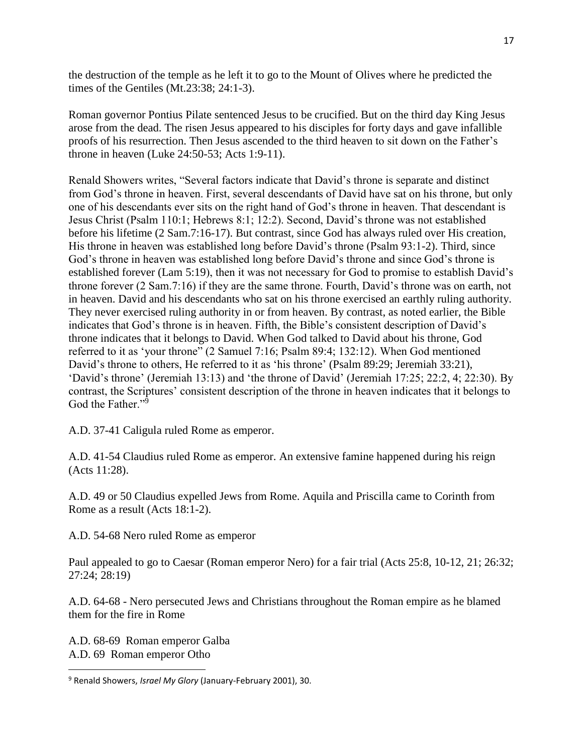the destruction of the temple as he left it to go to the Mount of Olives where he predicted the times of the Gentiles (Mt.23:38; 24:1-3).

Roman governor Pontius Pilate sentenced Jesus to be crucified. But on the third day King Jesus arose from the dead. The risen Jesus appeared to his disciples for forty days and gave infallible proofs of his resurrection. Then Jesus ascended to the third heaven to sit down on the Father's throne in heaven (Luke 24:50-53; Acts 1:9-11).

Renald Showers writes, "Several factors indicate that David's throne is separate and distinct from God's throne in heaven. First, several descendants of David have sat on his throne, but only one of his descendants ever sits on the right hand of God's throne in heaven. That descendant is Jesus Christ (Psalm 110:1; Hebrews 8:1; 12:2). Second, David's throne was not established before his lifetime (2 Sam.7:16-17). But contrast, since God has always ruled over His creation, His throne in heaven was established long before David's throne (Psalm 93:1-2). Third, since God's throne in heaven was established long before David's throne and since God's throne is established forever (Lam 5:19), then it was not necessary for God to promise to establish David's throne forever (2 Sam.7:16) if they are the same throne. Fourth, David's throne was on earth, not in heaven. David and his descendants who sat on his throne exercised an earthly ruling authority. They never exercised ruling authority in or from heaven. By contrast, as noted earlier, the Bible indicates that God's throne is in heaven. Fifth, the Bible's consistent description of David's throne indicates that it belongs to David. When God talked to David about his throne, God referred to it as 'your throne" (2 Samuel 7:16; Psalm 89:4; 132:12). When God mentioned David's throne to others, He referred to it as 'his throne' (Psalm 89:29; Jeremiah 33:21), 'David's throne' (Jeremiah 13:13) and 'the throne of David' (Jeremiah 17:25; 22:2, 4; 22:30). By contrast, the Scriptures' consistent description of the throne in heaven indicates that it belongs to God the Father."[9]

A.D. 37-41 Caligula ruled Rome as emperor.

A.D. 41-54 Claudius ruled Rome as emperor. An extensive famine happened during his reign (Acts 11:28).

A.D. 49 or 50 Claudius expelled Jews from Rome. Aquila and Priscilla came to Corinth from Rome as a result (Acts 18:1-2).

A.D. 54-68 Nero ruled Rome as emperor

Paul appealed to go to Caesar (Roman emperor Nero) for a fair trial (Acts 25:8, 10-12, 21; 26:32; 27:24; 28:19)

A.D. 64-68 - Nero persecuted Jews and Christians throughout the Roman empire as he blamed them for the fire in Rome

A.D. 68-69 Roman emperor Galba
A.D. 69 Roman emperor Otho

---

[9] Renald Showers, *Israel My Glory* (January-February 2001), 30.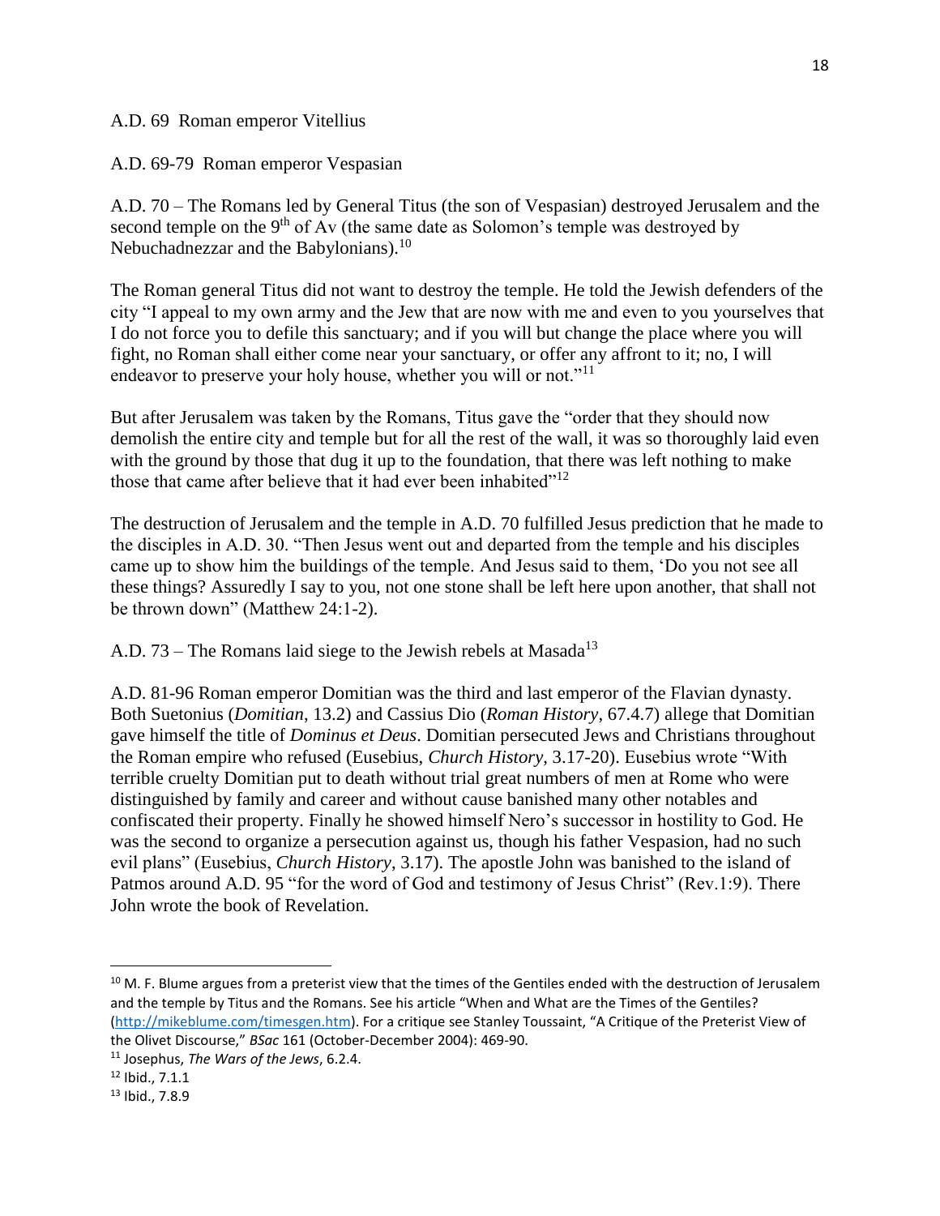A.D. 69 Roman emperor Vitellius

A.D. 69-79 Roman emperor Vespasian

A.D. 70 – The Romans led by General Titus (the son of Vespasian) destroyed Jerusalem and the second temple on the 9th of Av (the same date as Solomon's temple was destroyed by Nebuchadnezzar and the Babylonians).[10]

The Roman general Titus did not want to destroy the temple. He told the Jewish defenders of the city "I appeal to my own army and the Jew that are now with me and even to you yourselves that I do not force you to defile this sanctuary; and if you will but change the place where you will fight, no Roman shall either come near your sanctuary, or offer any affront to it; no, I will endeavor to preserve your holy house, whether you will or not."[11]

But after Jerusalem was taken by the Romans, Titus gave the "order that they should now demolish the entire city and temple but for all the rest of the wall, it was so thoroughly laid even with the ground by those that dug it up to the foundation, that there was left nothing to make those that came after believe that it had ever been inhabited"[12]

The destruction of Jerusalem and the temple in A.D. 70 fulfilled Jesus prediction that he made to the disciples in A.D. 30. "Then Jesus went out and departed from the temple and his disciples came up to show him the buildings of the temple. And Jesus said to them, 'Do you not see all these things? Assuredly I say to you, not one stone shall be left here upon another, that shall not be thrown down" (Matthew 24:1-2).

A.D. 73 – The Romans laid siege to the Jewish rebels at Masada[13]

A.D. 81-96 Roman emperor Domitian was the third and last emperor of the Flavian dynasty. Both Suetonius (*Domitian*, 13.2) and Cassius Dio (*Roman History*, 67.4.7) allege that Domitian gave himself the title of *Dominus et Deus*. Domitian persecuted Jews and Christians throughout the Roman empire who refused (Eusebius, *Church History*, 3.17-20). Eusebius wrote "With terrible cruelty Domitian put to death without trial great numbers of men at Rome who were distinguished by family and career and without cause banished many other notables and confiscated their property. Finally he showed himself Nero's successor in hostility to God. He was the second to organize a persecution against us, though his father Vespasion, had no such evil plans" (Eusebius, *Church History*, 3.17). The apostle John was banished to the island of Patmos around A.D. 95 "for the word of God and testimony of Jesus Christ" (Rev.1:9). There John wrote the book of Revelation.

---

[10] M. F. Blume argues from a preterist view that the times of the Gentiles ended with the destruction of Jerusalem and the temple by Titus and the Romans. See his article "When and What are the Times of the Gentiles? (http://mikeblume.com/timesgen.htm). For a critique see Stanley Toussaint, "A Critique of the Preterist View of the Olivet Discourse," *BSac* 161 (October-December 2004): 469-90.

[11] Josephus, *The Wars of the Jews*, 6.2.4.

[12] Ibid., 7.1.1

[13] Ibid., 7.8.9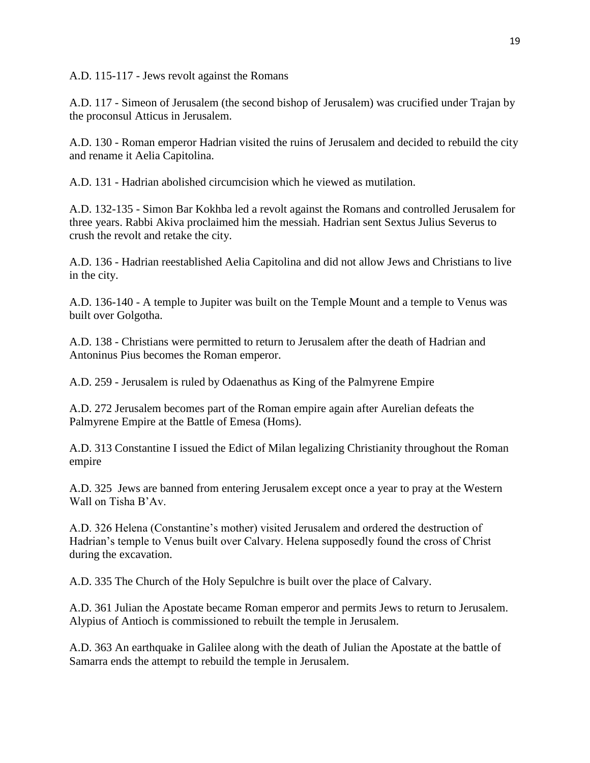A.D. 115-117 - Jews revolt against the Romans

A.D. 117 - Simeon of Jerusalem (the second bishop of Jerusalem) was crucified under Trajan by the proconsul Atticus in Jerusalem.

A.D. 130 - Roman emperor Hadrian visited the ruins of Jerusalem and decided to rebuild the city and rename it Aelia Capitolina.

A.D. 131 - Hadrian abolished circumcision which he viewed as mutilation.

A.D. 132-135 - Simon Bar Kokhba led a revolt against the Romans and controlled Jerusalem for three years. Rabbi Akiva proclaimed him the messiah. Hadrian sent Sextus Julius Severus to crush the revolt and retake the city.

A.D. 136 - Hadrian reestablished Aelia Capitolina and did not allow Jews and Christians to live in the city.

A.D. 136-140 - A temple to Jupiter was built on the Temple Mount and a temple to Venus was built over Golgotha.

A.D. 138 - Christians were permitted to return to Jerusalem after the death of Hadrian and Antoninus Pius becomes the Roman emperor.

A.D. 259 - Jerusalem is ruled by Odaenathus as King of the Palmyrene Empire

A.D. 272 Jerusalem becomes part of the Roman empire again after Aurelian defeats the Palmyrene Empire at the Battle of Emesa (Homs).

A.D. 313 Constantine I issued the Edict of Milan legalizing Christianity throughout the Roman empire

A.D. 325 Jews are banned from entering Jerusalem except once a year to pray at the Western Wall on Tisha B'Av.

A.D. 326 Helena (Constantine's mother) visited Jerusalem and ordered the destruction of Hadrian's temple to Venus built over Calvary. Helena supposedly found the cross of Christ during the excavation.

A.D. 335 The Church of the Holy Sepulchre is built over the place of Calvary.

A.D. 361 Julian the Apostate became Roman emperor and permits Jews to return to Jerusalem. Alypius of Antioch is commissioned to rebuilt the temple in Jerusalem.

A.D. 363 An earthquake in Galilee along with the death of Julian the Apostate at the battle of Samarra ends the attempt to rebuild the temple in Jerusalem.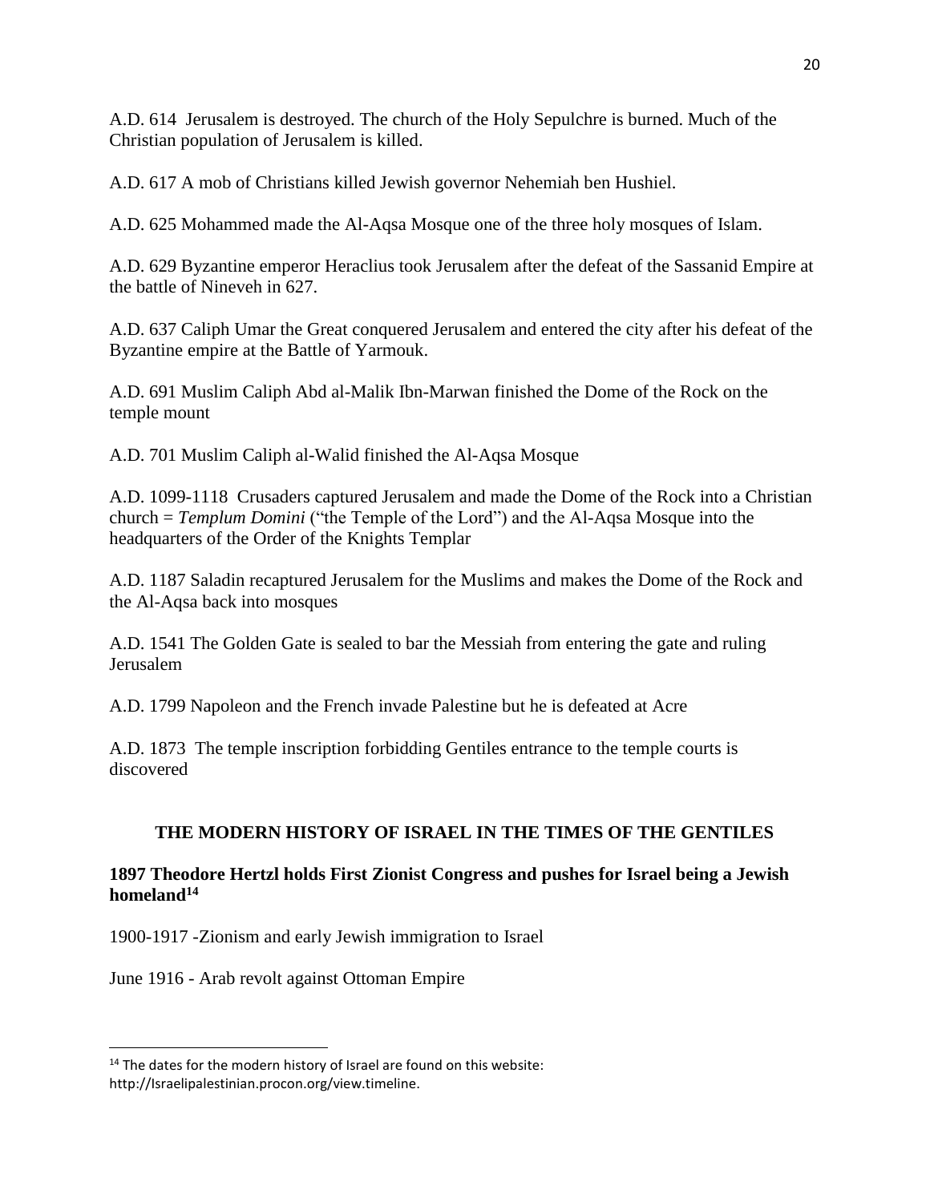A.D. 614  Jerusalem is destroyed. The church of the Holy Sepulchre is burned. Much of the Christian population of Jerusalem is killed.

A.D. 617 A mob of Christians killed Jewish governor Nehemiah ben Hushiel.

A.D. 625 Mohammed made the Al-Aqsa Mosque one of the three holy mosques of Islam.

A.D. 629 Byzantine emperor Heraclius took Jerusalem after the defeat of the Sassanid Empire at the battle of Nineveh in 627.

A.D. 637 Caliph Umar the Great conquered Jerusalem and entered the city after his defeat of the Byzantine empire at the Battle of Yarmouk.

A.D. 691 Muslim Caliph Abd al-Malik Ibn-Marwan finished the Dome of the Rock on the temple mount

A.D. 701 Muslim Caliph al-Walid finished the Al-Aqsa Mosque

A.D. 1099-1118  Crusaders captured Jerusalem and made the Dome of the Rock into a Christian church = *Templum Domini* ("the Temple of the Lord") and the Al-Aqsa Mosque into the headquarters of the Order of the Knights Templar

A.D. 1187 Saladin recaptured Jerusalem for the Muslims and makes the Dome of the Rock and the Al-Aqsa back into mosques

A.D. 1541 The Golden Gate is sealed to bar the Messiah from entering the gate and ruling Jerusalem

A.D. 1799 Napoleon and the French invade Palestine but he is defeated at Acre

A.D. 1873  The temple inscription forbidding Gentiles entrance to the temple courts is discovered

## THE MODERN HISTORY OF ISRAEL IN THE TIMES OF THE GENTILES

**1897 Theodore Hertzl holds First Zionist Congress and pushes for Israel being a Jewish homeland**[14]

1900-1917 -Zionism and early Jewish immigration to Israel

June 1916 - Arab revolt against Ottoman Empire

---

[14] The dates for the modern history of Israel are found on this website: http://Israelipalestinian.procon.org/view.timeline.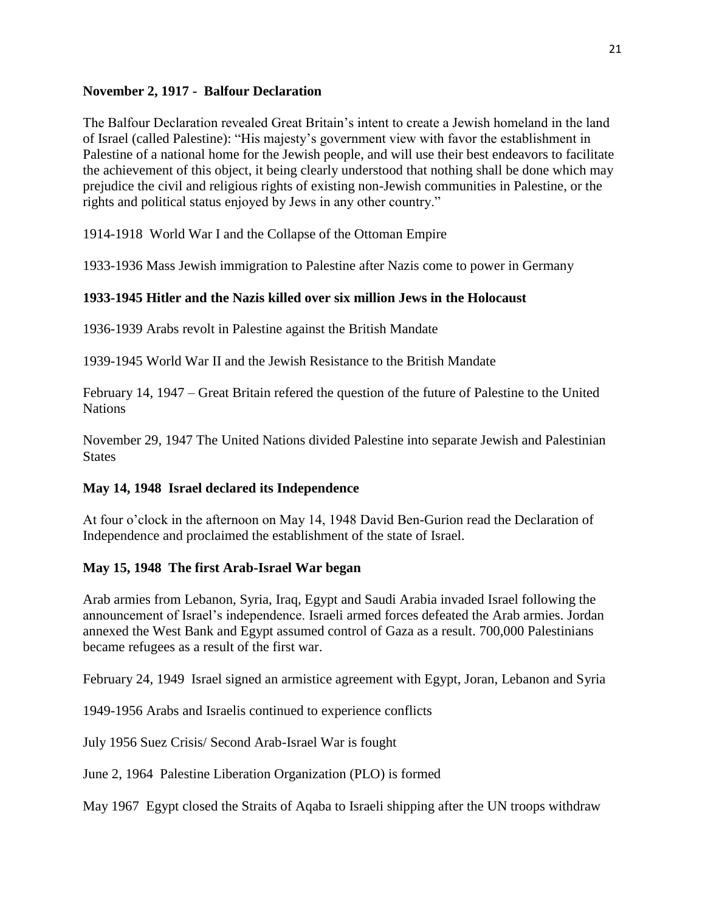**November 2, 1917 - Balfour Declaration**

The Balfour Declaration revealed Great Britain's intent to create a Jewish homeland in the land of Israel (called Palestine): "His majesty's government view with favor the establishment in Palestine of a national home for the Jewish people, and will use their best endeavors to facilitate the achievement of this object, it being clearly understood that nothing shall be done which may prejudice the civil and religious rights of existing non-Jewish communities in Palestine, or the rights and political status enjoyed by Jews in any other country."

1914-1918 World War I and the Collapse of the Ottoman Empire

1933-1936 Mass Jewish immigration to Palestine after Nazis come to power in Germany

**1933-1945 Hitler and the Nazis killed over six million Jews in the Holocaust**

1936-1939 Arabs revolt in Palestine against the British Mandate

1939-1945 World War II and the Jewish Resistance to the British Mandate

February 14, 1947 – Great Britain refered the question of the future of Palestine to the United Nations

November 29, 1947 The United Nations divided Palestine into separate Jewish and Palestinian States

**May 14, 1948 Israel declared its Independence**

At four o'clock in the afternoon on May 14, 1948 David Ben-Gurion read the Declaration of Independence and proclaimed the establishment of the state of Israel.

**May 15, 1948 The first Arab-Israel War began**

Arab armies from Lebanon, Syria, Iraq, Egypt and Saudi Arabia invaded Israel following the announcement of Israel's independence. Israeli armed forces defeated the Arab armies. Jordan annexed the West Bank and Egypt assumed control of Gaza as a result. 700,000 Palestinians became refugees as a result of the first war.

February 24, 1949 Israel signed an armistice agreement with Egypt, Joran, Lebanon and Syria

1949-1956 Arabs and Israelis continued to experience conflicts

July 1956 Suez Crisis/ Second Arab-Israel War is fought

June 2, 1964 Palestine Liberation Organization (PLO) is formed

May 1967 Egypt closed the Straits of Aqaba to Israeli shipping after the UN troops withdraw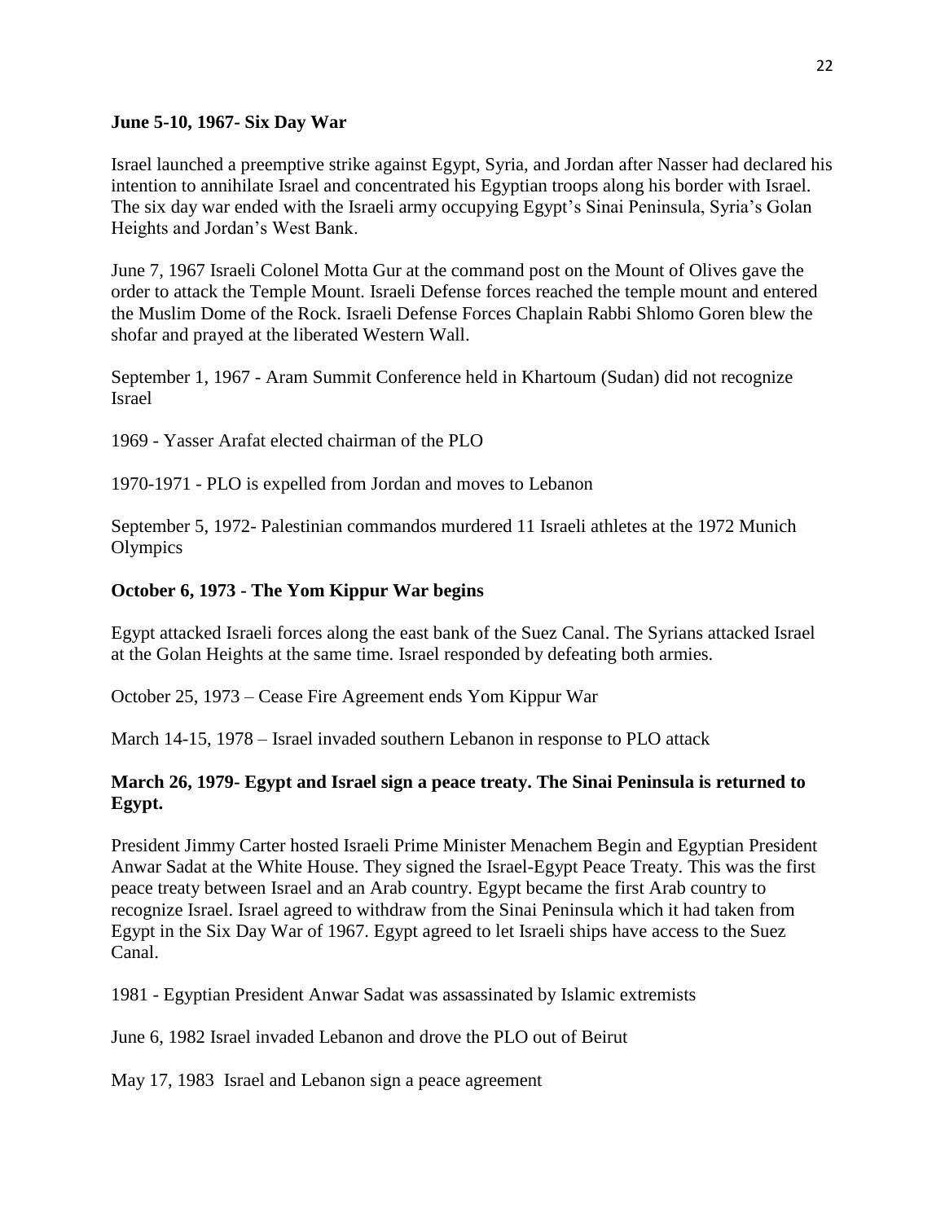**June 5-10, 1967- Six Day War**

Israel launched a preemptive strike against Egypt, Syria, and Jordan after Nasser had declared his intention to annihilate Israel and concentrated his Egyptian troops along his border with Israel. The six day war ended with the Israeli army occupying Egypt's Sinai Peninsula, Syria's Golan Heights and Jordan's West Bank.

June 7, 1967 Israeli Colonel Motta Gur at the command post on the Mount of Olives gave the order to attack the Temple Mount. Israeli Defense forces reached the temple mount and entered the Muslim Dome of the Rock. Israeli Defense Forces Chaplain Rabbi Shlomo Goren blew the shofar and prayed at the liberated Western Wall.

September 1, 1967 - Aram Summit Conference held in Khartoum (Sudan) did not recognize Israel

1969 - Yasser Arafat elected chairman of the PLO

1970-1971 - PLO is expelled from Jordan and moves to Lebanon

September 5, 1972- Palestinian commandos murdered 11 Israeli athletes at the 1972 Munich Olympics

**October 6, 1973 - The Yom Kippur War begins**

Egypt attacked Israeli forces along the east bank of the Suez Canal. The Syrians attacked Israel at the Golan Heights at the same time. Israel responded by defeating both armies.

October 25, 1973 – Cease Fire Agreement ends Yom Kippur War

March 14-15, 1978 – Israel invaded southern Lebanon in response to PLO attack

**March 26, 1979- Egypt and Israel sign a peace treaty. The Sinai Peninsula is returned to Egypt.**

President Jimmy Carter hosted Israeli Prime Minister Menachem Begin and Egyptian President Anwar Sadat at the White House. They signed the Israel-Egypt Peace Treaty. This was the first peace treaty between Israel and an Arab country. Egypt became the first Arab country to recognize Israel. Israel agreed to withdraw from the Sinai Peninsula which it had taken from Egypt in the Six Day War of 1967. Egypt agreed to let Israeli ships have access to the Suez Canal.

1981 - Egyptian President Anwar Sadat was assassinated by Islamic extremists

June 6, 1982 Israel invaded Lebanon and drove the PLO out of Beirut

May 17, 1983 Israel and Lebanon sign a peace agreement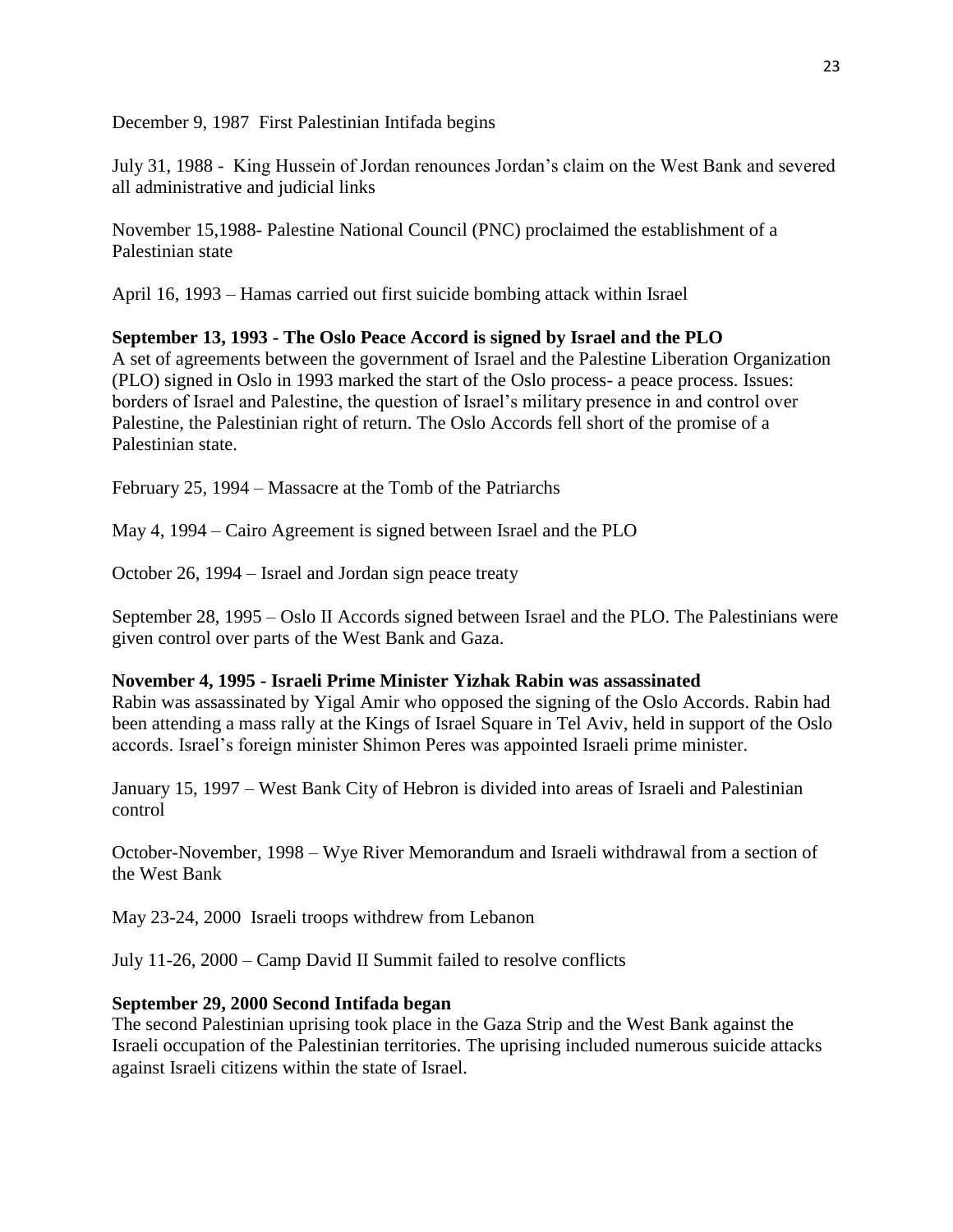December 9, 1987  First Palestinian Intifada begins

July 31, 1988 -  King Hussein of Jordan renounces Jordan's claim on the West Bank and severed all administrative and judicial links

November 15,1988- Palestine National Council (PNC) proclaimed the establishment of a Palestinian state

April 16, 1993 – Hamas carried out first suicide bombing attack within Israel

**September 13, 1993 - The Oslo Peace Accord is signed by Israel and the PLO**
A set of agreements between the government of Israel and the Palestine Liberation Organization (PLO) signed in Oslo in 1993 marked the start of the Oslo process- a peace process. Issues: borders of Israel and Palestine, the question of Israel's military presence in and control over Palestine, the Palestinian right of return. The Oslo Accords fell short of the promise of a Palestinian state.

February 25, 1994 – Massacre at the Tomb of the Patriarchs

May 4, 1994 – Cairo Agreement is signed between Israel and the PLO

October 26, 1994 – Israel and Jordan sign peace treaty

September 28, 1995 – Oslo II Accords signed between Israel and the PLO. The Palestinians were given control over parts of the West Bank and Gaza.

**November 4, 1995 - Israeli Prime Minister Yizhak Rabin was assassinated**
Rabin was assassinated by Yigal Amir who opposed the signing of the Oslo Accords. Rabin had been attending a mass rally at the Kings of Israel Square in Tel Aviv, held in support of the Oslo accords. Israel's foreign minister Shimon Peres was appointed Israeli prime minister.

January 15, 1997 – West Bank City of Hebron is divided into areas of Israeli and Palestinian control

October-November, 1998 – Wye River Memorandum and Israeli withdrawal from a section of the West Bank

May 23-24, 2000  Israeli troops withdrew from Lebanon

July 11-26, 2000 – Camp David II Summit failed to resolve conflicts

**September 29, 2000 Second Intifada began**
The second Palestinian uprising took place in the Gaza Strip and the West Bank against the Israeli occupation of the Palestinian territories. The uprising included numerous suicide attacks against Israeli citizens within the state of Israel.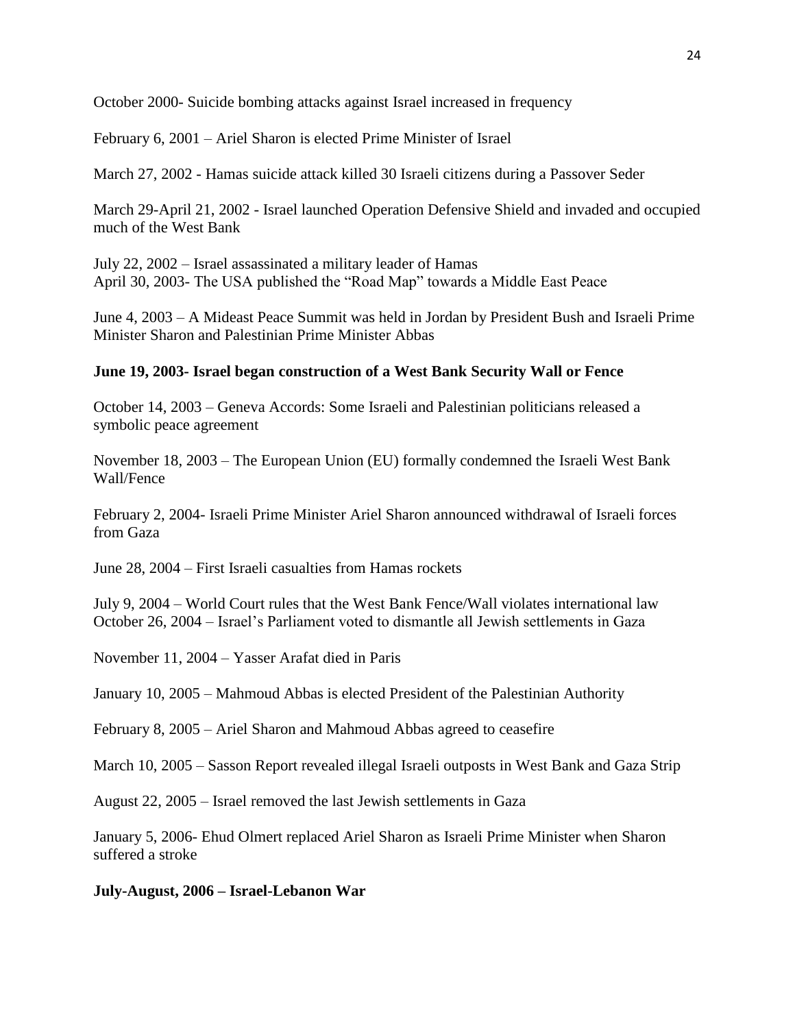October 2000- Suicide bombing attacks against Israel increased in frequency

February 6, 2001 – Ariel Sharon is elected Prime Minister of Israel

March 27, 2002 - Hamas suicide attack killed 30 Israeli citizens during a Passover Seder

March 29-April 21, 2002 - Israel launched Operation Defensive Shield and invaded and occupied much of the West Bank

July 22, 2002 – Israel assassinated a military leader of Hamas
April 30, 2003- The USA published the "Road Map" towards a Middle East Peace

June 4, 2003 – A Mideast Peace Summit was held in Jordan by President Bush and Israeli Prime Minister Sharon and Palestinian Prime Minister Abbas

**June 19, 2003- Israel began construction of a West Bank Security Wall or Fence**

October 14, 2003 – Geneva Accords: Some Israeli and Palestinian politicians released a symbolic peace agreement

November 18, 2003 – The European Union (EU) formally condemned the Israeli West Bank Wall/Fence

February 2, 2004- Israeli Prime Minister Ariel Sharon announced withdrawal of Israeli forces from Gaza

June 28, 2004 – First Israeli casualties from Hamas rockets

July 9, 2004 – World Court rules that the West Bank Fence/Wall violates international law
October 26, 2004 – Israel's Parliament voted to dismantle all Jewish settlements in Gaza

November 11, 2004 – Yasser Arafat died in Paris

January 10, 2005 – Mahmoud Abbas is elected President of the Palestinian Authority

February 8, 2005 – Ariel Sharon and Mahmoud Abbas agreed to ceasefire

March 10, 2005 – Sasson Report revealed illegal Israeli outposts in West Bank and Gaza Strip

August 22, 2005 – Israel removed the last Jewish settlements in Gaza

January 5, 2006- Ehud Olmert replaced Ariel Sharon as Israeli Prime Minister when Sharon suffered a stroke

**July-August, 2006 – Israel-Lebanon War**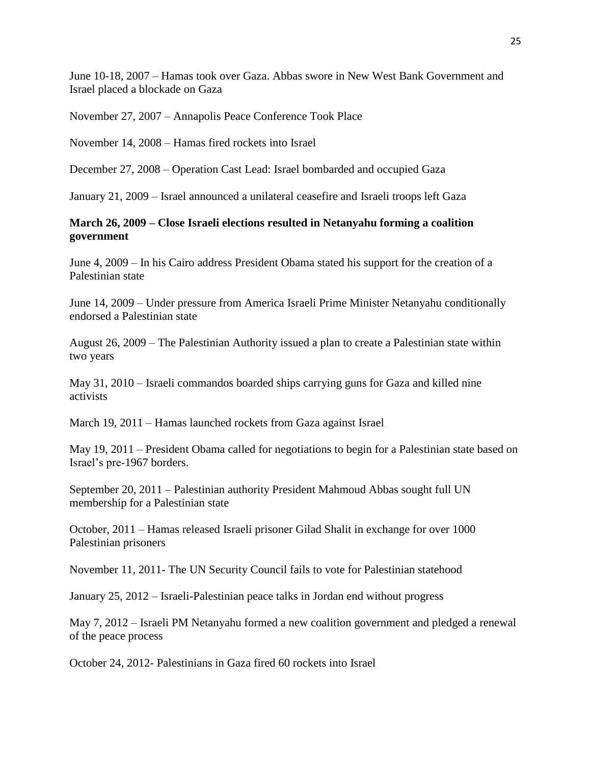June 10-18, 2007 – Hamas took over Gaza. Abbas swore in New West Bank Government and Israel placed a blockade on Gaza

November 27, 2007 – Annapolis Peace Conference Took Place

November 14, 2008 – Hamas fired rockets into Israel

December 27, 2008 – Operation Cast Lead: Israel bombarded and occupied Gaza

January 21, 2009 – Israel announced a unilateral ceasefire and Israeli troops left Gaza

**March 26, 2009 – Close Israeli elections resulted in Netanyahu forming a coalition government**

June 4, 2009 – In his Cairo address President Obama stated his support for the creation of a Palestinian state

June 14, 2009 – Under pressure from America Israeli Prime Minister Netanyahu conditionally endorsed a Palestinian state

August 26, 2009 – The Palestinian Authority issued a plan to create a Palestinian state within two years

May 31, 2010 – Israeli commandos boarded ships carrying guns for Gaza and killed nine activists

March 19, 2011 – Hamas launched rockets from Gaza against Israel

May 19, 2011 – President Obama called for negotiations to begin for a Palestinian state based on Israel's pre-1967 borders.

September 20, 2011 – Palestinian authority President Mahmoud Abbas sought full UN membership for a Palestinian state

October, 2011 – Hamas released Israeli prisoner Gilad Shalit in exchange for over 1000 Palestinian prisoners

November 11, 2011- The UN Security Council fails to vote for Palestinian statehood

January 25, 2012 – Israeli-Palestinian peace talks in Jordan end without progress

May 7, 2012 – Israeli PM Netanyahu formed a new coalition government and pledged a renewal of the peace process

October 24, 2012- Palestinians in Gaza fired 60 rockets into Israel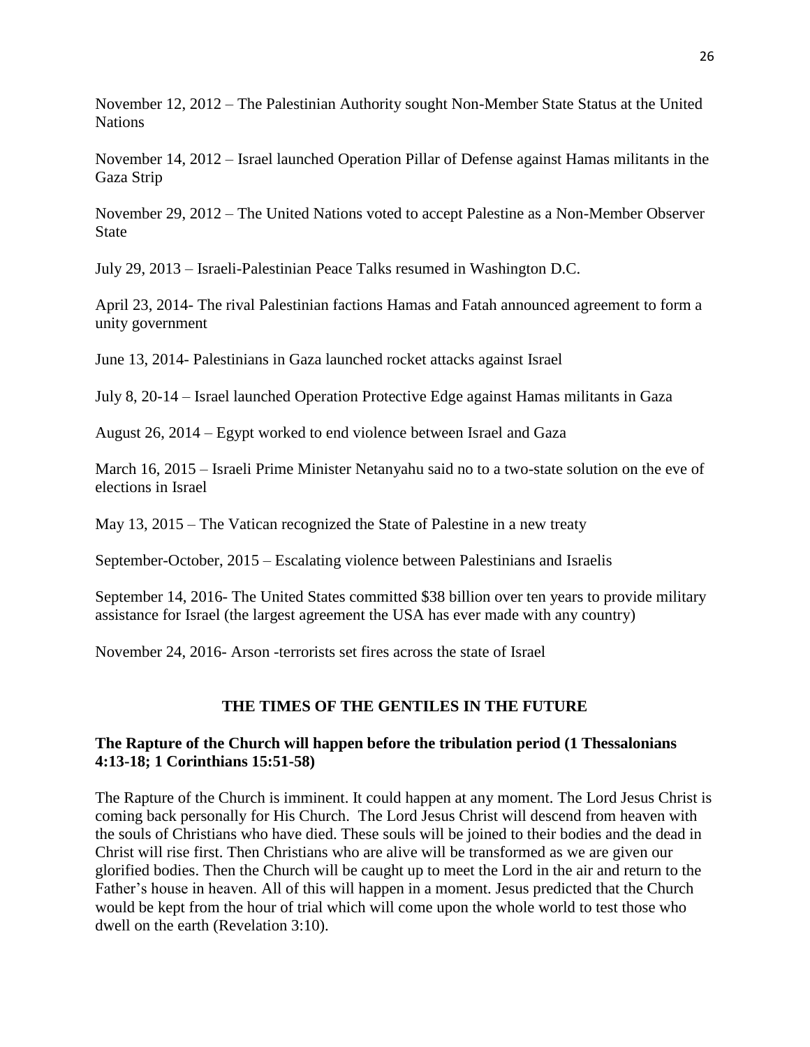November 12, 2012 – The Palestinian Authority sought Non-Member State Status at the United Nations

November 14, 2012 – Israel launched Operation Pillar of Defense against Hamas militants in the Gaza Strip

November 29, 2012 – The United Nations voted to accept Palestine as a Non-Member Observer State

July 29, 2013 – Israeli-Palestinian Peace Talks resumed in Washington D.C.

April 23, 2014- The rival Palestinian factions Hamas and Fatah announced agreement to form a unity government

June 13, 2014- Palestinians in Gaza launched rocket attacks against Israel

July 8, 20-14 – Israel launched Operation Protective Edge against Hamas militants in Gaza

August 26, 2014 – Egypt worked to end violence between Israel and Gaza

March 16, 2015 – Israeli Prime Minister Netanyahu said no to a two-state solution on the eve of elections in Israel

May 13, 2015 – The Vatican recognized the State of Palestine in a new treaty

September-October, 2015 – Escalating violence between Palestinians and Israelis

September 14, 2016- The United States committed $38 billion over ten years to provide military assistance for Israel (the largest agreement the USA has ever made with any country)

November 24, 2016- Arson -terrorists set fires across the state of Israel

## THE TIMES OF THE GENTILES IN THE FUTURE

### The Rapture of the Church will happen before the tribulation period (1 Thessalonians 4:13-18; 1 Corinthians 15:51-58)

The Rapture of the Church is imminent. It could happen at any moment. The Lord Jesus Christ is coming back personally for His Church. The Lord Jesus Christ will descend from heaven with the souls of Christians who have died. These souls will be joined to their bodies and the dead in Christ will rise first. Then Christians who are alive will be transformed as we are given our glorified bodies. Then the Church will be caught up to meet the Lord in the air and return to the Father's house in heaven. All of this will happen in a moment. Jesus predicted that the Church would be kept from the hour of trial which will come upon the whole world to test those who dwell on the earth (Revelation 3:10).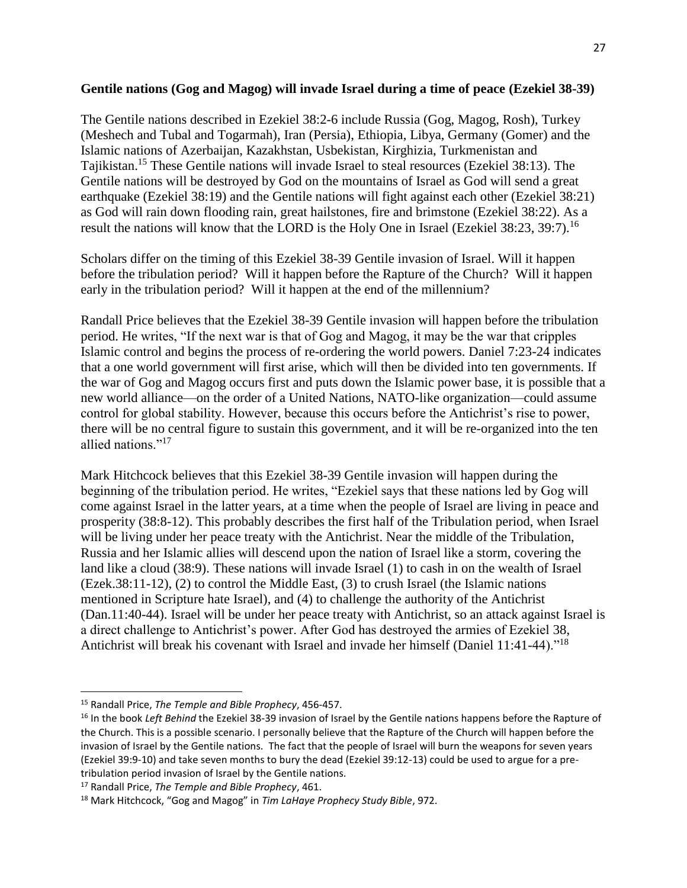**Gentile nations (Gog and Magog) will invade Israel during a time of peace (Ezekiel 38-39)**

The Gentile nations described in Ezekiel 38:2-6 include Russia (Gog, Magog, Rosh), Turkey (Meshech and Tubal and Togarmah), Iran (Persia), Ethiopia, Libya, Germany (Gomer) and the Islamic nations of Azerbaijan, Kazakhstan, Usbekistan, Kirghizia, Turkmenistan and Tajikistan.[15] These Gentile nations will invade Israel to steal resources (Ezekiel 38:13). The Gentile nations will be destroyed by God on the mountains of Israel as God will send a great earthquake (Ezekiel 38:19) and the Gentile nations will fight against each other (Ezekiel 38:21) as God will rain down flooding rain, great hailstones, fire and brimstone (Ezekiel 38:22). As a result the nations will know that the LORD is the Holy One in Israel (Ezekiel 38:23, 39:7).[16]

Scholars differ on the timing of this Ezekiel 38-39 Gentile invasion of Israel. Will it happen before the tribulation period? Will it happen before the Rapture of the Church? Will it happen early in the tribulation period? Will it happen at the end of the millennium?

Randall Price believes that the Ezekiel 38-39 Gentile invasion will happen before the tribulation period. He writes, "If the next war is that of Gog and Magog, it may be the war that cripples Islamic control and begins the process of re-ordering the world powers. Daniel 7:23-24 indicates that a one world government will first arise, which will then be divided into ten governments. If the war of Gog and Magog occurs first and puts down the Islamic power base, it is possible that a new world alliance—on the order of a United Nations, NATO-like organization—could assume control for global stability. However, because this occurs before the Antichrist's rise to power, there will be no central figure to sustain this government, and it will be re-organized into the ten allied nations."[17]

Mark Hitchcock believes that this Ezekiel 38-39 Gentile invasion will happen during the beginning of the tribulation period. He writes, "Ezekiel says that these nations led by Gog will come against Israel in the latter years, at a time when the people of Israel are living in peace and prosperity (38:8-12). This probably describes the first half of the Tribulation period, when Israel will be living under her peace treaty with the Antichrist. Near the middle of the Tribulation, Russia and her Islamic allies will descend upon the nation of Israel like a storm, covering the land like a cloud (38:9). These nations will invade Israel (1) to cash in on the wealth of Israel (Ezek.38:11-12), (2) to control the Middle East, (3) to crush Israel (the Islamic nations mentioned in Scripture hate Israel), and (4) to challenge the authority of the Antichrist (Dan.11:40-44). Israel will be under her peace treaty with Antichrist, so an attack against Israel is a direct challenge to Antichrist's power. After God has destroyed the armies of Ezekiel 38, Antichrist will break his covenant with Israel and invade her himself (Daniel 11:41-44)."[18]

---

[15] Randall Price, *The Temple and Bible Prophecy*, 456-457.

[16] In the book *Left Behind* the Ezekiel 38-39 invasion of Israel by the Gentile nations happens before the Rapture of the Church. This is a possible scenario. I personally believe that the Rapture of the Church will happen before the invasion of Israel by the Gentile nations. The fact that the people of Israel will burn the weapons for seven years (Ezekiel 39:9-10) and take seven months to bury the dead (Ezekiel 39:12-13) could be used to argue for a pre-tribulation period invasion of Israel by the Gentile nations.

[17] Randall Price, *The Temple and Bible Prophecy*, 461.

[18] Mark Hitchcock, "Gog and Magog" in *Tim LaHaye Prophecy Study Bible*, 972.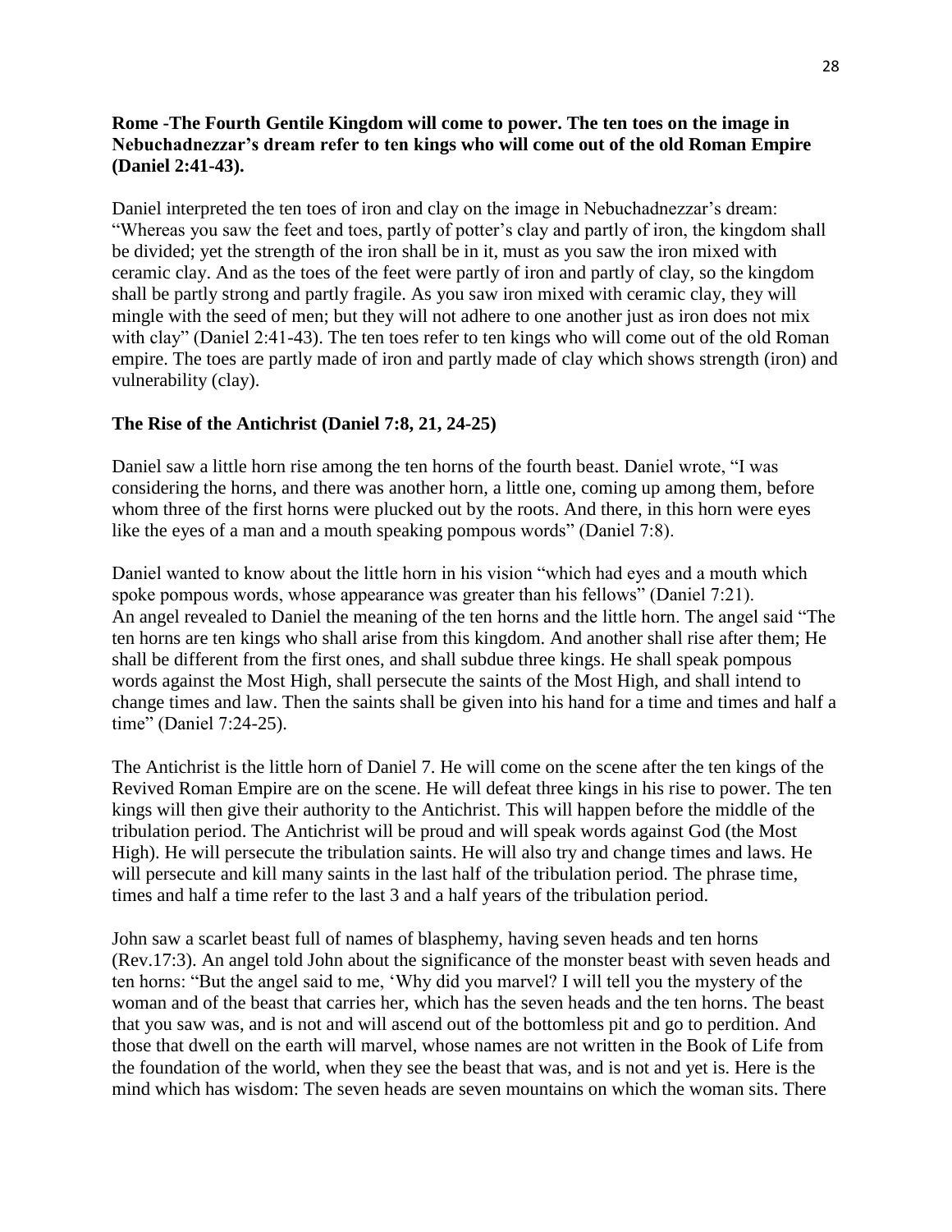**Rome -The Fourth Gentile Kingdom will come to power. The ten toes on the image in Nebuchadnezzar's dream refer to ten kings who will come out of the old Roman Empire (Daniel 2:41-43).**

Daniel interpreted the ten toes of iron and clay on the image in Nebuchadnezzar's dream: "Whereas you saw the feet and toes, partly of potter's clay and partly of iron, the kingdom shall be divided; yet the strength of the iron shall be in it, must as you saw the iron mixed with ceramic clay. And as the toes of the feet were partly of iron and partly of clay, so the kingdom shall be partly strong and partly fragile. As you saw iron mixed with ceramic clay, they will mingle with the seed of men; but they will not adhere to one another just as iron does not mix with clay" (Daniel 2:41-43). The ten toes refer to ten kings who will come out of the old Roman empire. The toes are partly made of iron and partly made of clay which shows strength (iron) and vulnerability (clay).

**The Rise of the Antichrist (Daniel 7:8, 21, 24-25)**

Daniel saw a little horn rise among the ten horns of the fourth beast. Daniel wrote, "I was considering the horns, and there was another horn, a little one, coming up among them, before whom three of the first horns were plucked out by the roots. And there, in this horn were eyes like the eyes of a man and a mouth speaking pompous words" (Daniel 7:8).

Daniel wanted to know about the little horn in his vision "which had eyes and a mouth which spoke pompous words, whose appearance was greater than his fellows" (Daniel 7:21). An angel revealed to Daniel the meaning of the ten horns and the little horn. The angel said "The ten horns are ten kings who shall arise from this kingdom. And another shall rise after them; He shall be different from the first ones, and shall subdue three kings. He shall speak pompous words against the Most High, shall persecute the saints of the Most High, and shall intend to change times and law. Then the saints shall be given into his hand for a time and times and half a time" (Daniel 7:24-25).

The Antichrist is the little horn of Daniel 7. He will come on the scene after the ten kings of the Revived Roman Empire are on the scene. He will defeat three kings in his rise to power. The ten kings will then give their authority to the Antichrist. This will happen before the middle of the tribulation period. The Antichrist will be proud and will speak words against God (the Most High). He will persecute the tribulation saints. He will also try and change times and laws. He will persecute and kill many saints in the last half of the tribulation period. The phrase time, times and half a time refer to the last 3 and a half years of the tribulation period.

John saw a scarlet beast full of names of blasphemy, having seven heads and ten horns (Rev.17:3). An angel told John about the significance of the monster beast with seven heads and ten horns: "But the angel said to me, 'Why did you marvel? I will tell you the mystery of the woman and of the beast that carries her, which has the seven heads and the ten horns. The beast that you saw was, and is not and will ascend out of the bottomless pit and go to perdition. And those that dwell on the earth will marvel, whose names are not written in the Book of Life from the foundation of the world, when they see the beast that was, and is not and yet is. Here is the mind which has wisdom: The seven heads are seven mountains on which the woman sits. There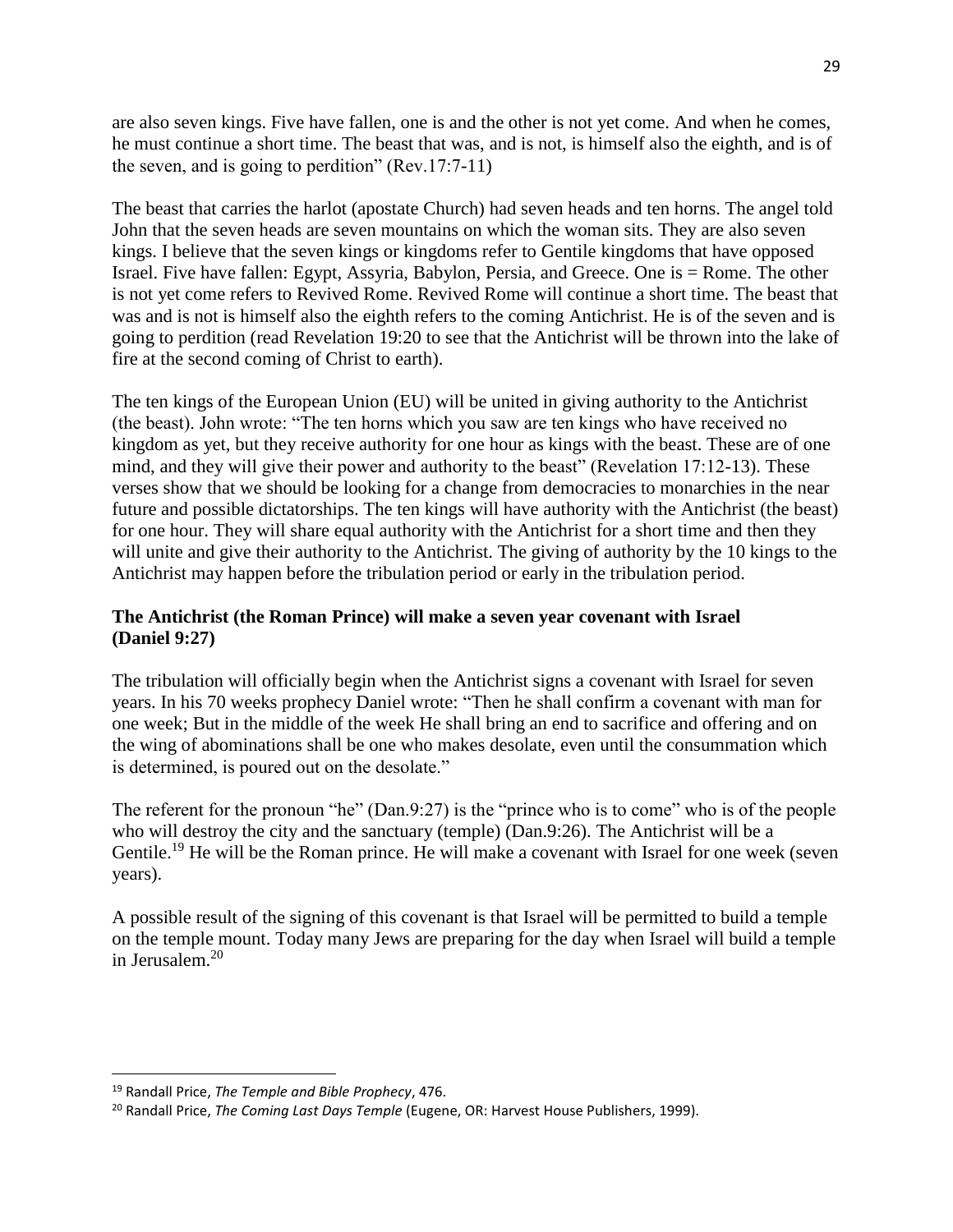are also seven kings. Five have fallen, one is and the other is not yet come. And when he comes, he must continue a short time. The beast that was, and is not, is himself also the eighth, and is of the seven, and is going to perdition" (Rev.17:7-11)

The beast that carries the harlot (apostate Church) had seven heads and ten horns. The angel told John that the seven heads are seven mountains on which the woman sits. They are also seven kings. I believe that the seven kings or kingdoms refer to Gentile kingdoms that have opposed Israel. Five have fallen: Egypt, Assyria, Babylon, Persia, and Greece. One is = Rome. The other is not yet come refers to Revived Rome. Revived Rome will continue a short time. The beast that was and is not is himself also the eighth refers to the coming Antichrist. He is of the seven and is going to perdition (read Revelation 19:20 to see that the Antichrist will be thrown into the lake of fire at the second coming of Christ to earth).

The ten kings of the European Union (EU) will be united in giving authority to the Antichrist (the beast). John wrote: "The ten horns which you saw are ten kings who have received no kingdom as yet, but they receive authority for one hour as kings with the beast. These are of one mind, and they will give their power and authority to the beast" (Revelation 17:12-13). These verses show that we should be looking for a change from democracies to monarchies in the near future and possible dictatorships. The ten kings will have authority with the Antichrist (the beast) for one hour. They will share equal authority with the Antichrist for a short time and then they will unite and give their authority to the Antichrist. The giving of authority by the 10 kings to the Antichrist may happen before the tribulation period or early in the tribulation period.

**The Antichrist (the Roman Prince) will make a seven year covenant with Israel (Daniel 9:27)**

The tribulation will officially begin when the Antichrist signs a covenant with Israel for seven years. In his 70 weeks prophecy Daniel wrote: "Then he shall confirm a covenant with man for one week; But in the middle of the week He shall bring an end to sacrifice and offering and on the wing of abominations shall be one who makes desolate, even until the consummation which is determined, is poured out on the desolate."

The referent for the pronoun "he" (Dan.9:27) is the "prince who is to come" who is of the people who will destroy the city and the sanctuary (temple) (Dan.9:26). The Antichrist will be a Gentile.[19] He will be the Roman prince. He will make a covenant with Israel for one week (seven years).

A possible result of the signing of this covenant is that Israel will be permitted to build a temple on the temple mount. Today many Jews are preparing for the day when Israel will build a temple in Jerusalem.[20]

---

[19] Randall Price, *The Temple and Bible Prophecy*, 476.

[20] Randall Price, *The Coming Last Days Temple* (Eugene, OR: Harvest House Publishers, 1999).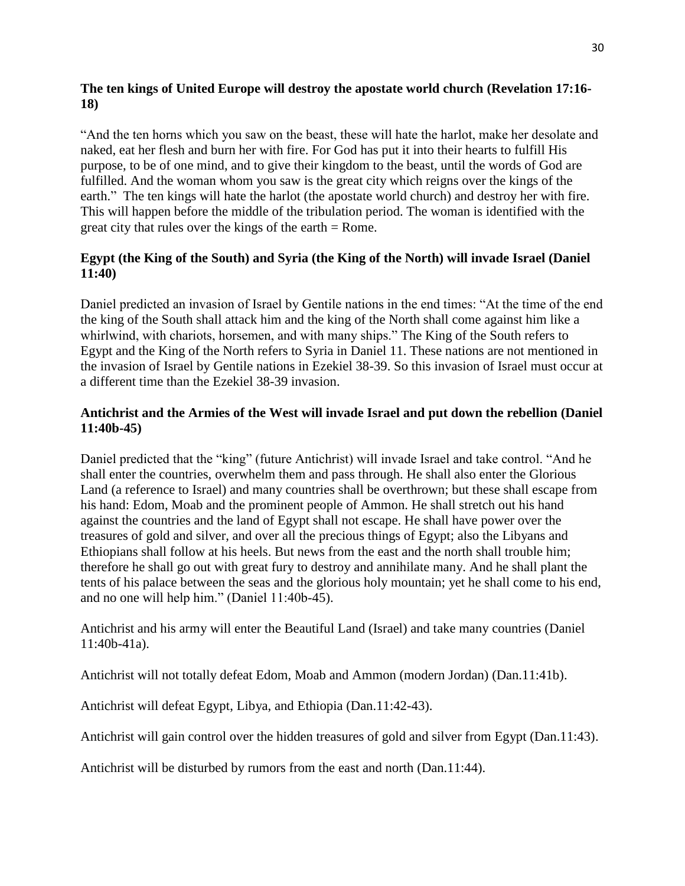**The ten kings of United Europe will destroy the apostate world church (Revelation 17:16-18)**

"And the ten horns which you saw on the beast, these will hate the harlot, make her desolate and naked, eat her flesh and burn her with fire. For God has put it into their hearts to fulfill His purpose, to be of one mind, and to give their kingdom to the beast, until the words of God are fulfilled. And the woman whom you saw is the great city which reigns over the kings of the earth." The ten kings will hate the harlot (the apostate world church) and destroy her with fire. This will happen before the middle of the tribulation period. The woman is identified with the great city that rules over the kings of the earth = Rome.

**Egypt (the King of the South) and Syria (the King of the North) will invade Israel (Daniel 11:40)**

Daniel predicted an invasion of Israel by Gentile nations in the end times: "At the time of the end the king of the South shall attack him and the king of the North shall come against him like a whirlwind, with chariots, horsemen, and with many ships." The King of the South refers to Egypt and the King of the North refers to Syria in Daniel 11. These nations are not mentioned in the invasion of Israel by Gentile nations in Ezekiel 38-39. So this invasion of Israel must occur at a different time than the Ezekiel 38-39 invasion.

**Antichrist and the Armies of the West will invade Israel and put down the rebellion (Daniel 11:40b-45)**

Daniel predicted that the "king" (future Antichrist) will invade Israel and take control. "And he shall enter the countries, overwhelm them and pass through. He shall also enter the Glorious Land (a reference to Israel) and many countries shall be overthrown; but these shall escape from his hand: Edom, Moab and the prominent people of Ammon. He shall stretch out his hand against the countries and the land of Egypt shall not escape. He shall have power over the treasures of gold and silver, and over all the precious things of Egypt; also the Libyans and Ethiopians shall follow at his heels. But news from the east and the north shall trouble him; therefore he shall go out with great fury to destroy and annihilate many. And he shall plant the tents of his palace between the seas and the glorious holy mountain; yet he shall come to his end, and no one will help him." (Daniel 11:40b-45).

Antichrist and his army will enter the Beautiful Land (Israel) and take many countries (Daniel 11:40b-41a).

Antichrist will not totally defeat Edom, Moab and Ammon (modern Jordan) (Dan.11:41b).

Antichrist will defeat Egypt, Libya, and Ethiopia (Dan.11:42-43).

Antichrist will gain control over the hidden treasures of gold and silver from Egypt (Dan.11:43).

Antichrist will be disturbed by rumors from the east and north (Dan.11:44).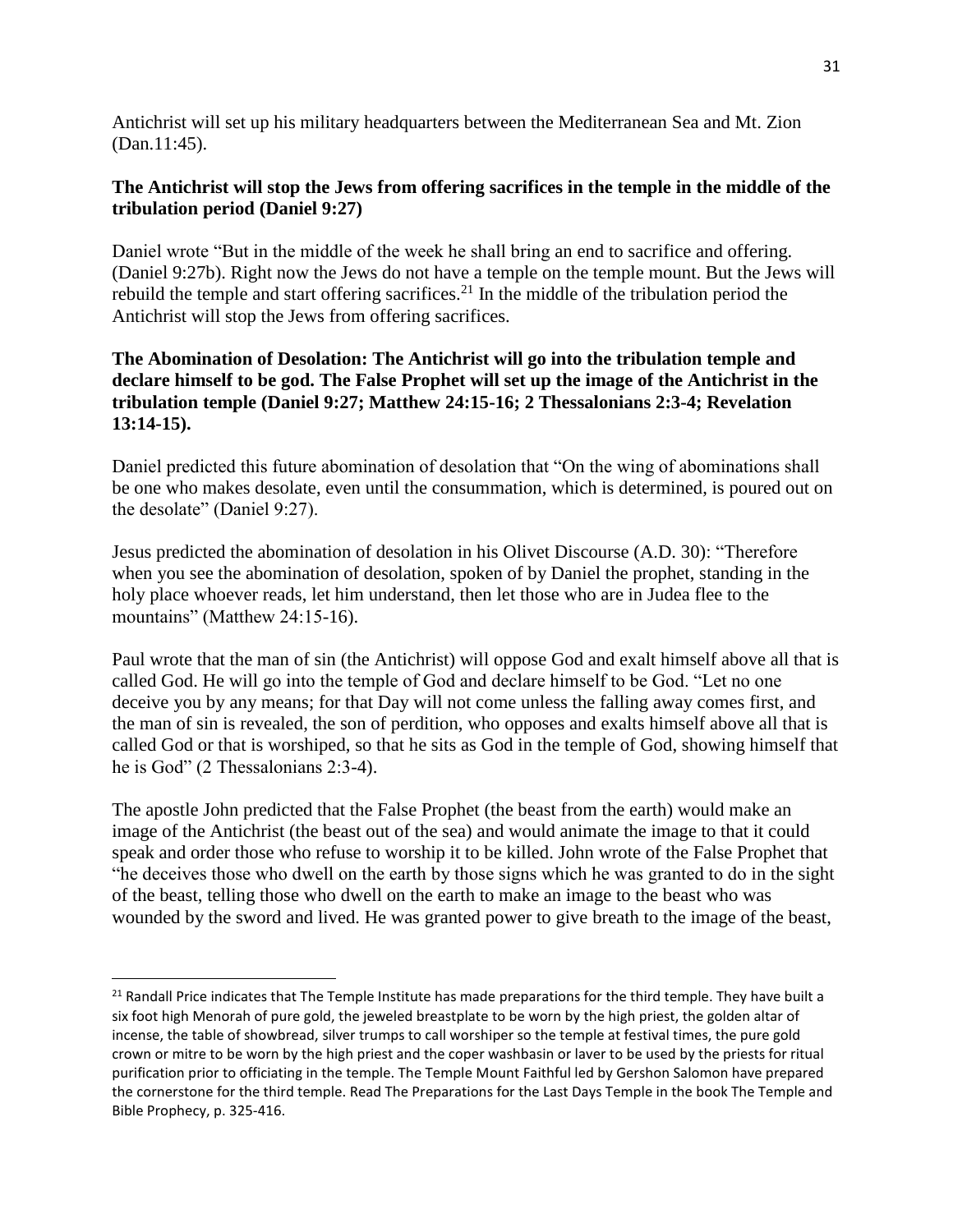Antichrist will set up his military headquarters between the Mediterranean Sea and Mt. Zion (Dan.11:45).

**The Antichrist will stop the Jews from offering sacrifices in the temple in the middle of the tribulation period (Daniel 9:27)**

Daniel wrote "But in the middle of the week he shall bring an end to sacrifice and offering. (Daniel 9:27b). Right now the Jews do not have a temple on the temple mount. But the Jews will rebuild the temple and start offering sacrifices.[21] In the middle of the tribulation period the Antichrist will stop the Jews from offering sacrifices.

**The Abomination of Desolation: The Antichrist will go into the tribulation temple and declare himself to be god. The False Prophet will set up the image of the Antichrist in the tribulation temple (Daniel 9:27; Matthew 24:15-16; 2 Thessalonians 2:3-4; Revelation 13:14-15).**

Daniel predicted this future abomination of desolation that "On the wing of abominations shall be one who makes desolate, even until the consummation, which is determined, is poured out on the desolate" (Daniel 9:27).

Jesus predicted the abomination of desolation in his Olivet Discourse (A.D. 30): "Therefore when you see the abomination of desolation, spoken of by Daniel the prophet, standing in the holy place whoever reads, let him understand, then let those who are in Judea flee to the mountains" (Matthew 24:15-16).

Paul wrote that the man of sin (the Antichrist) will oppose God and exalt himself above all that is called God. He will go into the temple of God and declare himself to be God. "Let no one deceive you by any means; for that Day will not come unless the falling away comes first, and the man of sin is revealed, the son of perdition, who opposes and exalts himself above all that is called God or that is worshiped, so that he sits as God in the temple of God, showing himself that he is God" (2 Thessalonians 2:3-4).

The apostle John predicted that the False Prophet (the beast from the earth) would make an image of the Antichrist (the beast out of the sea) and would animate the image to that it could speak and order those who refuse to worship it to be killed. John wrote of the False Prophet that "he deceives those who dwell on the earth by those signs which he was granted to do in the sight of the beast, telling those who dwell on the earth to make an image to the beast who was wounded by the sword and lived. He was granted power to give breath to the image of the beast,

---

[21] Randall Price indicates that The Temple Institute has made preparations for the third temple. They have built a six foot high Menorah of pure gold, the jeweled breastplate to be worn by the high priest, the golden altar of incense, the table of showbread, silver trumps to call worshiper so the temple at festival times, the pure gold crown or mitre to be worn by the high priest and the coper washbasin or laver to be used by the priests for ritual purification prior to officiating in the temple. The Temple Mount Faithful led by Gershon Salomon have prepared the cornerstone for the third temple. Read The Preparations for the Last Days Temple in the book The Temple and Bible Prophecy, p. 325-416.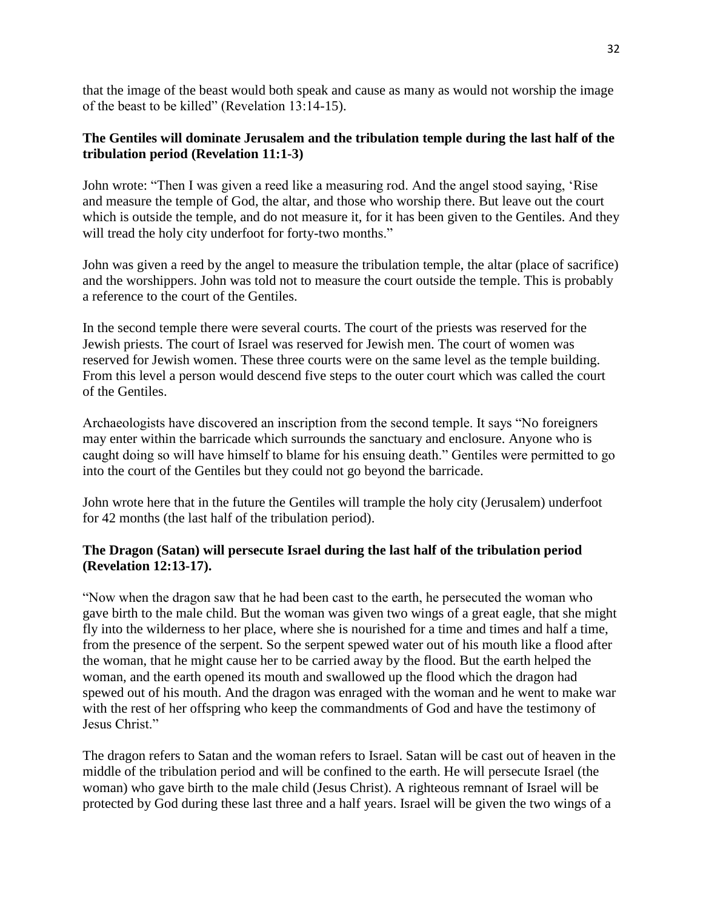that the image of the beast would both speak and cause as many as would not worship the image of the beast to be killed" (Revelation 13:14-15).

**The Gentiles will dominate Jerusalem and the tribulation temple during the last half of the tribulation period (Revelation 11:1-3)**

John wrote: "Then I was given a reed like a measuring rod. And the angel stood saying, 'Rise and measure the temple of God, the altar, and those who worship there. But leave out the court which is outside the temple, and do not measure it, for it has been given to the Gentiles. And they will tread the holy city underfoot for forty-two months."

John was given a reed by the angel to measure the tribulation temple, the altar (place of sacrifice) and the worshippers. John was told not to measure the court outside the temple. This is probably a reference to the court of the Gentiles.

In the second temple there were several courts. The court of the priests was reserved for the Jewish priests. The court of Israel was reserved for Jewish men. The court of women was reserved for Jewish women. These three courts were on the same level as the temple building. From this level a person would descend five steps to the outer court which was called the court of the Gentiles.

Archaeologists have discovered an inscription from the second temple. It says "No foreigners may enter within the barricade which surrounds the sanctuary and enclosure. Anyone who is caught doing so will have himself to blame for his ensuing death." Gentiles were permitted to go into the court of the Gentiles but they could not go beyond the barricade.

John wrote here that in the future the Gentiles will trample the holy city (Jerusalem) underfoot for 42 months (the last half of the tribulation period).

**The Dragon (Satan) will persecute Israel during the last half of the tribulation period (Revelation 12:13-17).**

"Now when the dragon saw that he had been cast to the earth, he persecuted the woman who gave birth to the male child. But the woman was given two wings of a great eagle, that she might fly into the wilderness to her place, where she is nourished for a time and times and half a time, from the presence of the serpent. So the serpent spewed water out of his mouth like a flood after the woman, that he might cause her to be carried away by the flood. But the earth helped the woman, and the earth opened its mouth and swallowed up the flood which the dragon had spewed out of his mouth. And the dragon was enraged with the woman and he went to make war with the rest of her offspring who keep the commandments of God and have the testimony of Jesus Christ."

The dragon refers to Satan and the woman refers to Israel. Satan will be cast out of heaven in the middle of the tribulation period and will be confined to the earth. He will persecute Israel (the woman) who gave birth to the male child (Jesus Christ). A righteous remnant of Israel will be protected by God during these last three and a half years. Israel will be given the two wings of a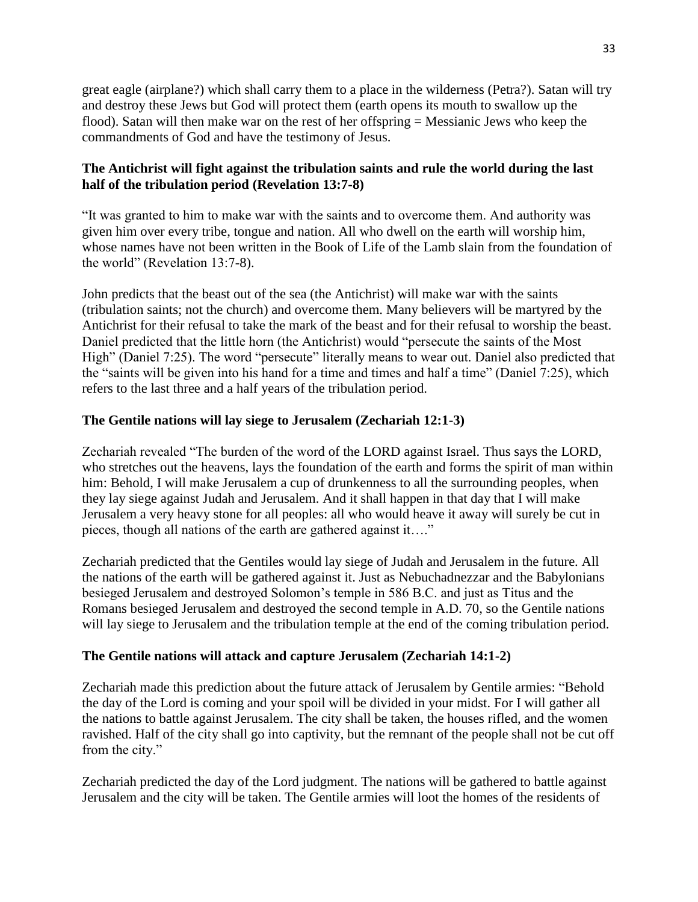great eagle (airplane?) which shall carry them to a place in the wilderness (Petra?). Satan will try and destroy these Jews but God will protect them (earth opens its mouth to swallow up the flood). Satan will then make war on the rest of her offspring = Messianic Jews who keep the commandments of God and have the testimony of Jesus.

**The Antichrist will fight against the tribulation saints and rule the world during the last half of the tribulation period (Revelation 13:7-8)**

"It was granted to him to make war with the saints and to overcome them. And authority was given him over every tribe, tongue and nation. All who dwell on the earth will worship him, whose names have not been written in the Book of Life of the Lamb slain from the foundation of the world" (Revelation 13:7-8).

John predicts that the beast out of the sea (the Antichrist) will make war with the saints (tribulation saints; not the church) and overcome them. Many believers will be martyred by the Antichrist for their refusal to take the mark of the beast and for their refusal to worship the beast. Daniel predicted that the little horn (the Antichrist) would "persecute the saints of the Most High" (Daniel 7:25). The word "persecute" literally means to wear out. Daniel also predicted that the "saints will be given into his hand for a time and times and half a time" (Daniel 7:25), which refers to the last three and a half years of the tribulation period.

**The Gentile nations will lay siege to Jerusalem (Zechariah 12:1-3)**

Zechariah revealed "The burden of the word of the LORD against Israel. Thus says the LORD, who stretches out the heavens, lays the foundation of the earth and forms the spirit of man within him: Behold, I will make Jerusalem a cup of drunkenness to all the surrounding peoples, when they lay siege against Judah and Jerusalem. And it shall happen in that day that I will make Jerusalem a very heavy stone for all peoples: all who would heave it away will surely be cut in pieces, though all nations of the earth are gathered against it…."

Zechariah predicted that the Gentiles would lay siege of Judah and Jerusalem in the future. All the nations of the earth will be gathered against it. Just as Nebuchadnezzar and the Babylonians besieged Jerusalem and destroyed Solomon's temple in 586 B.C. and just as Titus and the Romans besieged Jerusalem and destroyed the second temple in A.D. 70, so the Gentile nations will lay siege to Jerusalem and the tribulation temple at the end of the coming tribulation period.

**The Gentile nations will attack and capture Jerusalem (Zechariah 14:1-2)**

Zechariah made this prediction about the future attack of Jerusalem by Gentile armies: "Behold the day of the Lord is coming and your spoil will be divided in your midst. For I will gather all the nations to battle against Jerusalem. The city shall be taken, the houses rifled, and the women ravished. Half of the city shall go into captivity, but the remnant of the people shall not be cut off from the city."

Zechariah predicted the day of the Lord judgment. The nations will be gathered to battle against Jerusalem and the city will be taken. The Gentile armies will loot the homes of the residents of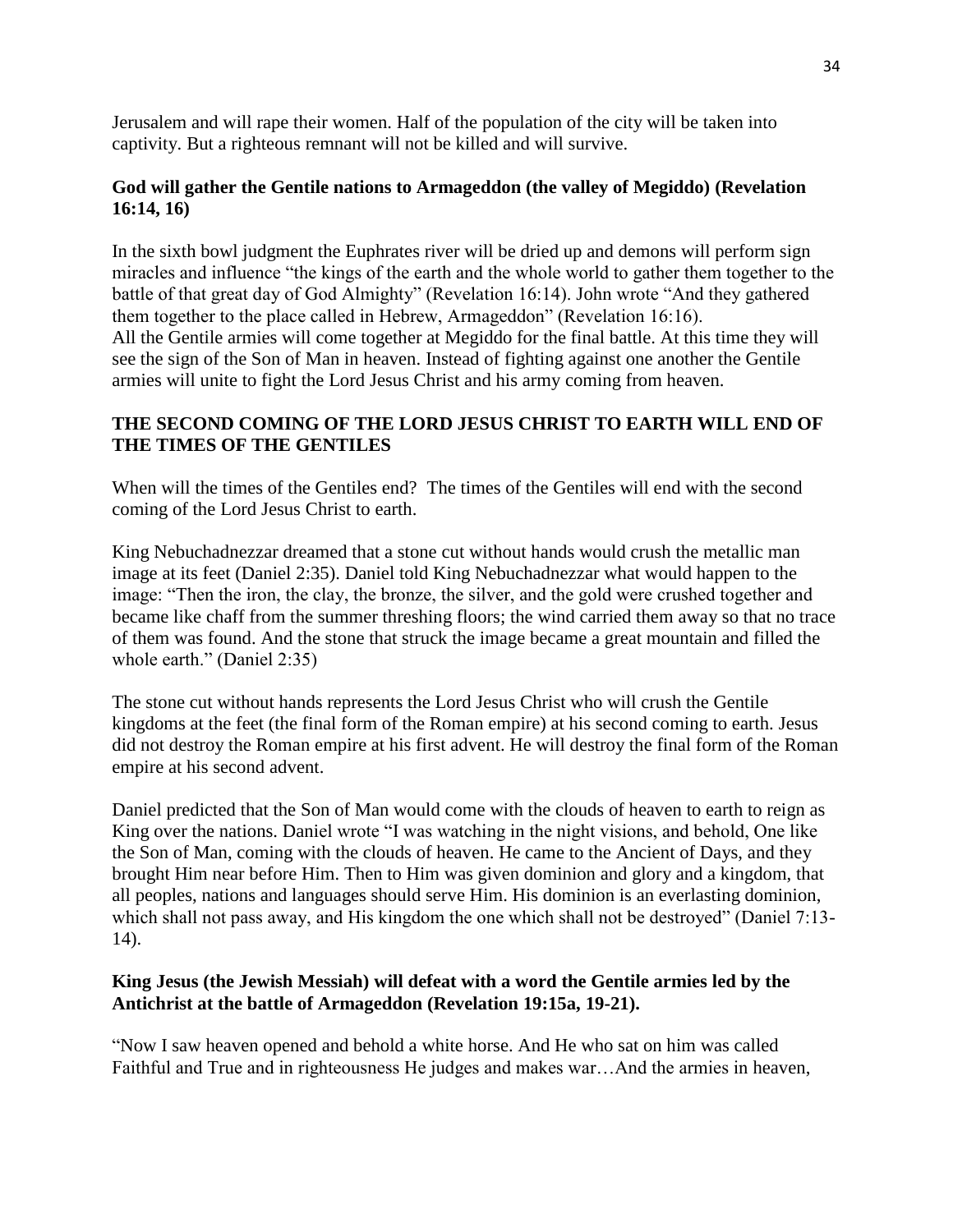Jerusalem and will rape their women. Half of the population of the city will be taken into captivity. But a righteous remnant will not be killed and will survive.

**God will gather the Gentile nations to Armageddon (the valley of Megiddo) (Revelation 16:14, 16)**

In the sixth bowl judgment the Euphrates river will be dried up and demons will perform sign miracles and influence "the kings of the earth and the whole world to gather them together to the battle of that great day of God Almighty" (Revelation 16:14). John wrote "And they gathered them together to the place called in Hebrew, Armageddon" (Revelation 16:16).
All the Gentile armies will come together at Megiddo for the final battle. At this time they will see the sign of the Son of Man in heaven. Instead of fighting against one another the Gentile armies will unite to fight the Lord Jesus Christ and his army coming from heaven.

**THE SECOND COMING OF THE LORD JESUS CHRIST TO EARTH WILL END OF THE TIMES OF THE GENTILES**

When will the times of the Gentiles end? The times of the Gentiles will end with the second coming of the Lord Jesus Christ to earth.

King Nebuchadnezzar dreamed that a stone cut without hands would crush the metallic man image at its feet (Daniel 2:35). Daniel told King Nebuchadnezzar what would happen to the image: "Then the iron, the clay, the bronze, the silver, and the gold were crushed together and became like chaff from the summer threshing floors; the wind carried them away so that no trace of them was found. And the stone that struck the image became a great mountain and filled the whole earth." (Daniel 2:35)

The stone cut without hands represents the Lord Jesus Christ who will crush the Gentile kingdoms at the feet (the final form of the Roman empire) at his second coming to earth. Jesus did not destroy the Roman empire at his first advent. He will destroy the final form of the Roman empire at his second advent.

Daniel predicted that the Son of Man would come with the clouds of heaven to earth to reign as King over the nations. Daniel wrote "I was watching in the night visions, and behold, One like the Son of Man, coming with the clouds of heaven. He came to the Ancient of Days, and they brought Him near before Him. Then to Him was given dominion and glory and a kingdom, that all peoples, nations and languages should serve Him. His dominion is an everlasting dominion, which shall not pass away, and His kingdom the one which shall not be destroyed" (Daniel 7:13-14).

**King Jesus (the Jewish Messiah) will defeat with a word the Gentile armies led by the Antichrist at the battle of Armageddon (Revelation 19:15a, 19-21).**

"Now I saw heaven opened and behold a white horse. And He who sat on him was called Faithful and True and in righteousness He judges and makes war…And the armies in heaven,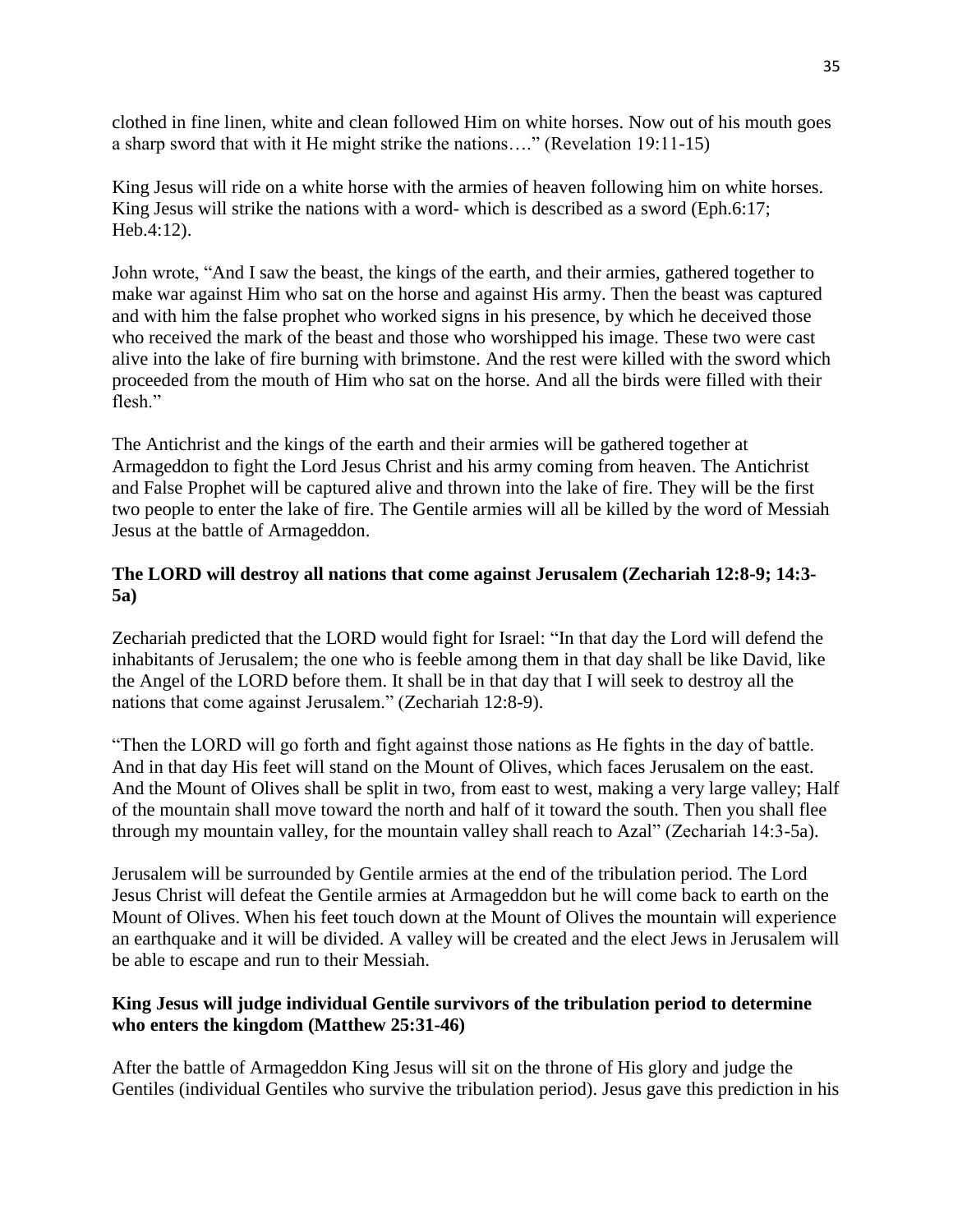clothed in fine linen, white and clean followed Him on white horses. Now out of his mouth goes a sharp sword that with it He might strike the nations…." (Revelation 19:11-15)

King Jesus will ride on a white horse with the armies of heaven following him on white horses. King Jesus will strike the nations with a word- which is described as a sword (Eph.6:17; Heb.4:12).

John wrote, "And I saw the beast, the kings of the earth, and their armies, gathered together to make war against Him who sat on the horse and against His army. Then the beast was captured and with him the false prophet who worked signs in his presence, by which he deceived those who received the mark of the beast and those who worshipped his image. These two were cast alive into the lake of fire burning with brimstone. And the rest were killed with the sword which proceeded from the mouth of Him who sat on the horse. And all the birds were filled with their flesh."

The Antichrist and the kings of the earth and their armies will be gathered together at Armageddon to fight the Lord Jesus Christ and his army coming from heaven. The Antichrist and False Prophet will be captured alive and thrown into the lake of fire. They will be the first two people to enter the lake of fire. The Gentile armies will all be killed by the word of Messiah Jesus at the battle of Armageddon.

### The LORD will destroy all nations that come against Jerusalem (Zechariah 12:8-9; 14:3-5a)

Zechariah predicted that the LORD would fight for Israel: "In that day the Lord will defend the inhabitants of Jerusalem; the one who is feeble among them in that day shall be like David, like the Angel of the LORD before them. It shall be in that day that I will seek to destroy all the nations that come against Jerusalem." (Zechariah 12:8-9).

"Then the LORD will go forth and fight against those nations as He fights in the day of battle. And in that day His feet will stand on the Mount of Olives, which faces Jerusalem on the east. And the Mount of Olives shall be split in two, from east to west, making a very large valley; Half of the mountain shall move toward the north and half of it toward the south. Then you shall flee through my mountain valley, for the mountain valley shall reach to Azal" (Zechariah 14:3-5a).

Jerusalem will be surrounded by Gentile armies at the end of the tribulation period. The Lord Jesus Christ will defeat the Gentile armies at Armageddon but he will come back to earth on the Mount of Olives. When his feet touch down at the Mount of Olives the mountain will experience an earthquake and it will be divided. A valley will be created and the elect Jews in Jerusalem will be able to escape and run to their Messiah.

### King Jesus will judge individual Gentile survivors of the tribulation period to determine who enters the kingdom (Matthew 25:31-46)

After the battle of Armageddon King Jesus will sit on the throne of His glory and judge the Gentiles (individual Gentiles who survive the tribulation period). Jesus gave this prediction in his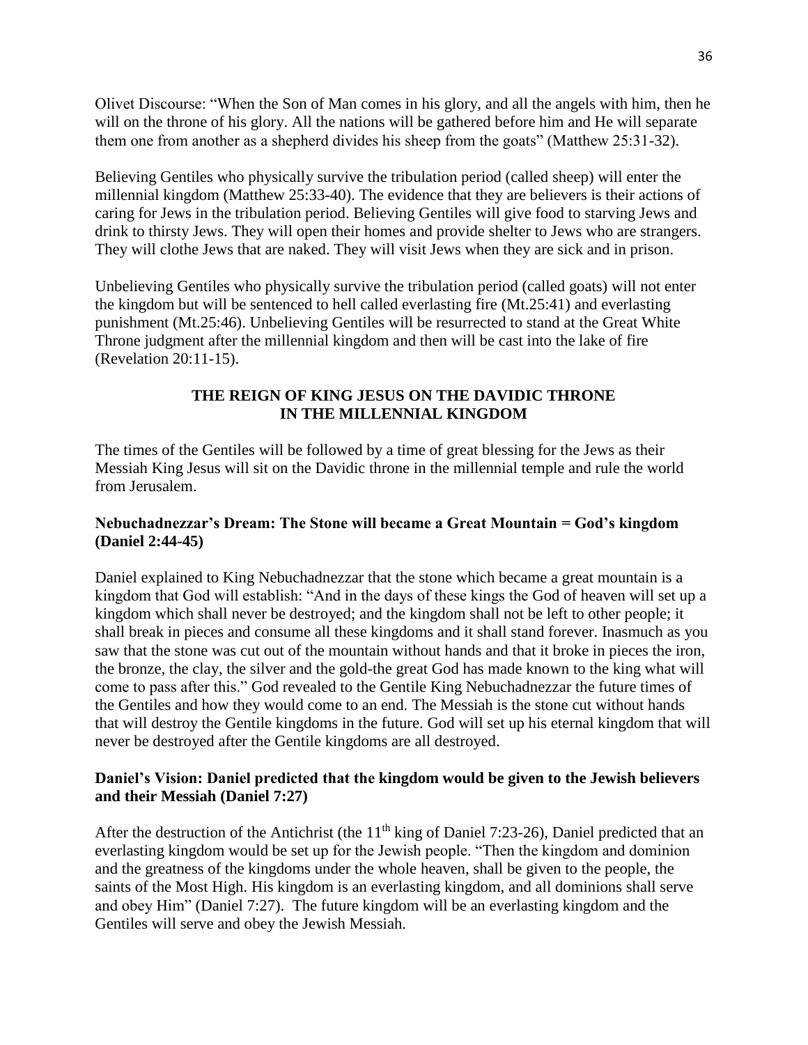Olivet Discourse: “When the Son of Man comes in his glory, and all the angels with him, then he will on the throne of his glory. All the nations will be gathered before him and He will separate them one from another as a shepherd divides his sheep from the goats” (Matthew 25:31-32).

Believing Gentiles who physically survive the tribulation period (called sheep) will enter the millennial kingdom (Matthew 25:33-40). The evidence that they are believers is their actions of caring for Jews in the tribulation period. Believing Gentiles will give food to starving Jews and drink to thirsty Jews. They will open their homes and provide shelter to Jews who are strangers. They will clothe Jews that are naked. They will visit Jews when they are sick and in prison.

Unbelieving Gentiles who physically survive the tribulation period (called goats) will not enter the kingdom but will be sentenced to hell called everlasting fire (Mt.25:41) and everlasting punishment (Mt.25:46). Unbelieving Gentiles will be resurrected to stand at the Great White Throne judgment after the millennial kingdom and then will be cast into the lake of fire (Revelation 20:11-15).

## THE REIGN OF KING JESUS ON THE DAVIDIC THRONE IN THE MILLENNIAL KINGDOM

The times of the Gentiles will be followed by a time of great blessing for the Jews as their Messiah King Jesus will sit on the Davidic throne in the millennial temple and rule the world from Jerusalem.

### Nebuchadnezzar’s Dream: The Stone will became a Great Mountain = God’s kingdom (Daniel 2:44-45)

Daniel explained to King Nebuchadnezzar that the stone which became a great mountain is a kingdom that God will establish: “And in the days of these kings the God of heaven will set up a kingdom which shall never be destroyed; and the kingdom shall not be left to other people; it shall break in pieces and consume all these kingdoms and it shall stand forever. Inasmuch as you saw that the stone was cut out of the mountain without hands and that it broke in pieces the iron, the bronze, the clay, the silver and the gold-the great God has made known to the king what will come to pass after this.” God revealed to the Gentile King Nebuchadnezzar the future times of the Gentiles and how they would come to an end. The Messiah is the stone cut without hands that will destroy the Gentile kingdoms in the future. God will set up his eternal kingdom that will never be destroyed after the Gentile kingdoms are all destroyed.

### Daniel’s Vision: Daniel predicted that the kingdom would be given to the Jewish believers and their Messiah (Daniel 7:27)

After the destruction of the Antichrist (the 11th king of Daniel 7:23-26), Daniel predicted that an everlasting kingdom would be set up for the Jewish people. “Then the kingdom and dominion and the greatness of the kingdoms under the whole heaven, shall be given to the people, the saints of the Most High. His kingdom is an everlasting kingdom, and all dominions shall serve and obey Him” (Daniel 7:27). The future kingdom will be an everlasting kingdom and the Gentiles will serve and obey the Jewish Messiah.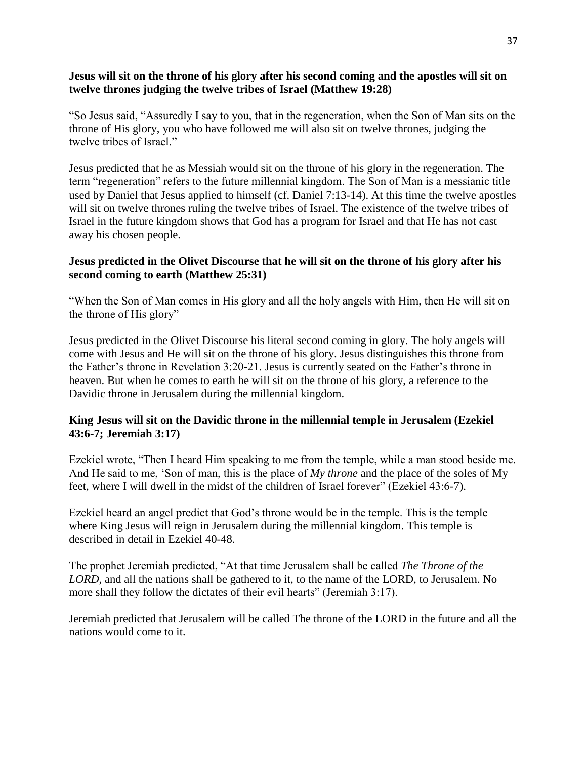**Jesus will sit on the throne of his glory after his second coming and the apostles will sit on twelve thrones judging the twelve tribes of Israel (Matthew 19:28)**

"So Jesus said, "Assuredly I say to you, that in the regeneration, when the Son of Man sits on the throne of His glory, you who have followed me will also sit on twelve thrones, judging the twelve tribes of Israel."

Jesus predicted that he as Messiah would sit on the throne of his glory in the regeneration. The term "regeneration" refers to the future millennial kingdom. The Son of Man is a messianic title used by Daniel that Jesus applied to himself (cf. Daniel 7:13-14). At this time the twelve apostles will sit on twelve thrones ruling the twelve tribes of Israel. The existence of the twelve tribes of Israel in the future kingdom shows that God has a program for Israel and that He has not cast away his chosen people.

**Jesus predicted in the Olivet Discourse that he will sit on the throne of his glory after his second coming to earth (Matthew 25:31)**

"When the Son of Man comes in His glory and all the holy angels with Him, then He will sit on the throne of His glory"

Jesus predicted in the Olivet Discourse his literal second coming in glory. The holy angels will come with Jesus and He will sit on the throne of his glory. Jesus distinguishes this throne from the Father's throne in Revelation 3:20-21. Jesus is currently seated on the Father's throne in heaven. But when he comes to earth he will sit on the throne of his glory, a reference to the Davidic throne in Jerusalem during the millennial kingdom.

**King Jesus will sit on the Davidic throne in the millennial temple in Jerusalem (Ezekiel 43:6-7; Jeremiah 3:17)**

Ezekiel wrote, "Then I heard Him speaking to me from the temple, while a man stood beside me. And He said to me, 'Son of man, this is the place of *My throne* and the place of the soles of My feet, where I will dwell in the midst of the children of Israel forever" (Ezekiel 43:6-7).

Ezekiel heard an angel predict that God's throne would be in the temple. This is the temple where King Jesus will reign in Jerusalem during the millennial kingdom. This temple is described in detail in Ezekiel 40-48.

The prophet Jeremiah predicted, "At that time Jerusalem shall be called *The Throne of the LORD*, and all the nations shall be gathered to it, to the name of the LORD, to Jerusalem. No more shall they follow the dictates of their evil hearts" (Jeremiah 3:17).

Jeremiah predicted that Jerusalem will be called The throne of the LORD in the future and all the nations would come to it.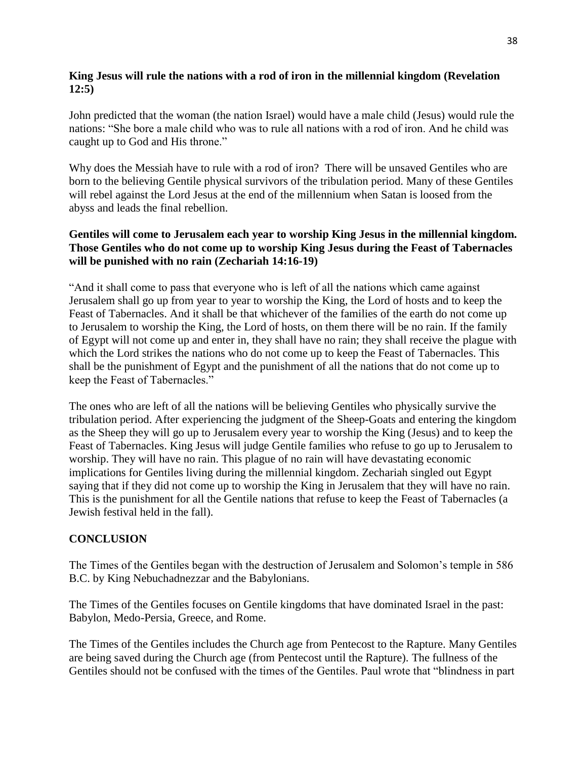**King Jesus will rule the nations with a rod of iron in the millennial kingdom (Revelation 12:5)**

John predicted that the woman (the nation Israel) would have a male child (Jesus) would rule the nations: “She bore a male child who was to rule all nations with a rod of iron. And he child was caught up to God and His throne.”

Why does the Messiah have to rule with a rod of iron? There will be unsaved Gentiles who are born to the believing Gentile physical survivors of the tribulation period. Many of these Gentiles will rebel against the Lord Jesus at the end of the millennium when Satan is loosed from the abyss and leads the final rebellion.

**Gentiles will come to Jerusalem each year to worship King Jesus in the millennial kingdom. Those Gentiles who do not come up to worship King Jesus during the Feast of Tabernacles will be punished with no rain (Zechariah 14:16-19)**

“And it shall come to pass that everyone who is left of all the nations which came against Jerusalem shall go up from year to year to worship the King, the Lord of hosts and to keep the Feast of Tabernacles. And it shall be that whichever of the families of the earth do not come up to Jerusalem to worship the King, the Lord of hosts, on them there will be no rain. If the family of Egypt will not come up and enter in, they shall have no rain; they shall receive the plague with which the Lord strikes the nations who do not come up to keep the Feast of Tabernacles. This shall be the punishment of Egypt and the punishment of all the nations that do not come up to keep the Feast of Tabernacles.”

The ones who are left of all the nations will be believing Gentiles who physically survive the tribulation period. After experiencing the judgment of the Sheep-Goats and entering the kingdom as the Sheep they will go up to Jerusalem every year to worship the King (Jesus) and to keep the Feast of Tabernacles. King Jesus will judge Gentile families who refuse to go up to Jerusalem to worship. They will have no rain. This plague of no rain will have devastating economic implications for Gentiles living during the millennial kingdom. Zechariah singled out Egypt saying that if they did not come up to worship the King in Jerusalem that they will have no rain. This is the punishment for all the Gentile nations that refuse to keep the Feast of Tabernacles (a Jewish festival held in the fall).

**CONCLUSION**

The Times of the Gentiles began with the destruction of Jerusalem and Solomon’s temple in 586 B.C. by King Nebuchadnezzar and the Babylonians.

The Times of the Gentiles focuses on Gentile kingdoms that have dominated Israel in the past: Babylon, Medo-Persia, Greece, and Rome.

The Times of the Gentiles includes the Church age from Pentecost to the Rapture. Many Gentiles are being saved during the Church age (from Pentecost until the Rapture). The fullness of the Gentiles should not be confused with the times of the Gentiles. Paul wrote that “blindness in part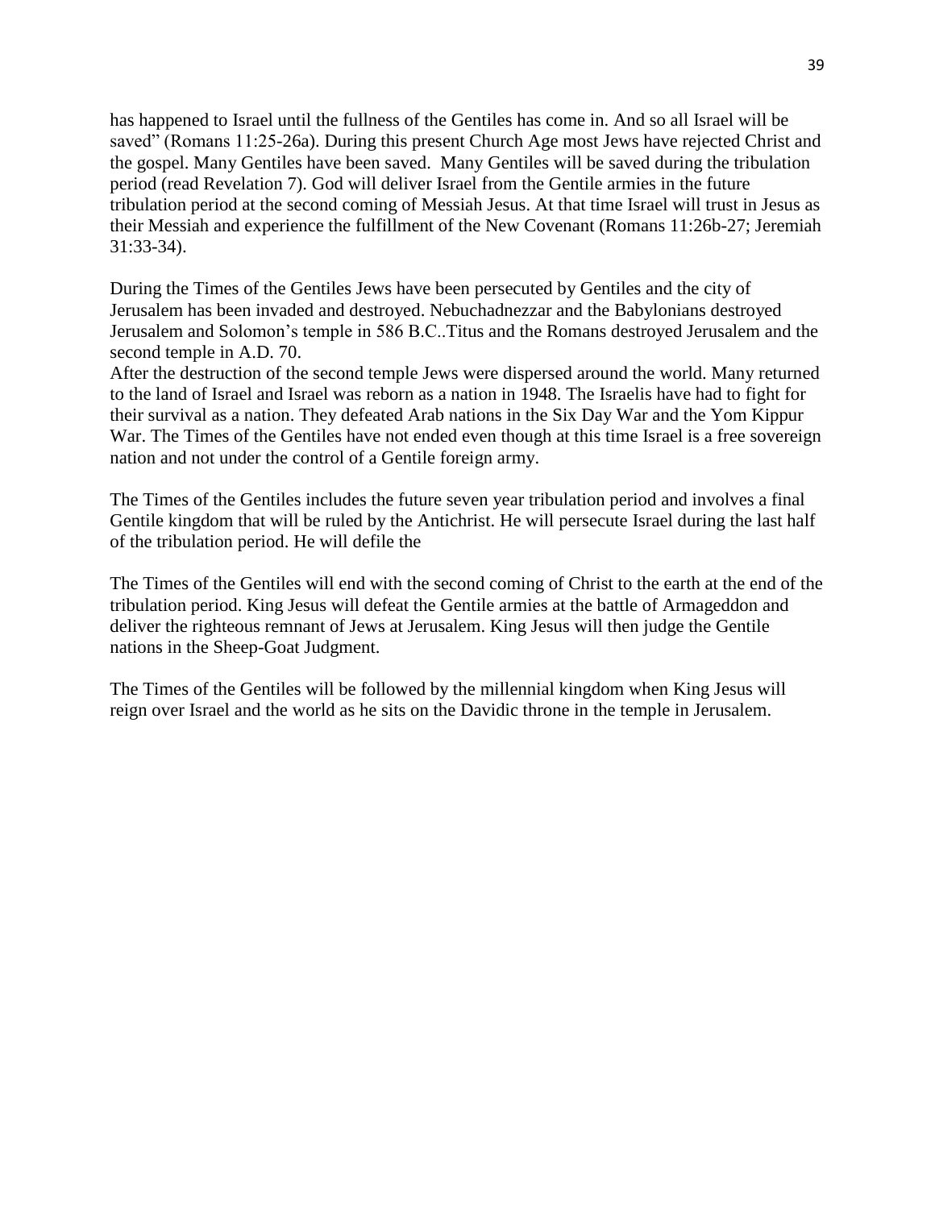has happened to Israel until the fullness of the Gentiles has come in. And so all Israel will be saved" (Romans 11:25-26a). During this present Church Age most Jews have rejected Christ and the gospel. Many Gentiles have been saved. Many Gentiles will be saved during the tribulation period (read Revelation 7). God will deliver Israel from the Gentile armies in the future tribulation period at the second coming of Messiah Jesus. At that time Israel will trust in Jesus as their Messiah and experience the fulfillment of the New Covenant (Romans 11:26b-27; Jeremiah 31:33-34).

During the Times of the Gentiles Jews have been persecuted by Gentiles and the city of Jerusalem has been invaded and destroyed. Nebuchadnezzar and the Babylonians destroyed Jerusalem and Solomon's temple in 586 B.C..Titus and the Romans destroyed Jerusalem and the second temple in A.D. 70.

After the destruction of the second temple Jews were dispersed around the world. Many returned to the land of Israel and Israel was reborn as a nation in 1948. The Israelis have had to fight for their survival as a nation. They defeated Arab nations in the Six Day War and the Yom Kippur War. The Times of the Gentiles have not ended even though at this time Israel is a free sovereign nation and not under the control of a Gentile foreign army.

The Times of the Gentiles includes the future seven year tribulation period and involves a final Gentile kingdom that will be ruled by the Antichrist. He will persecute Israel during the last half of the tribulation period. He will defile the

The Times of the Gentiles will end with the second coming of Christ to the earth at the end of the tribulation period. King Jesus will defeat the Gentile armies at the battle of Armageddon and deliver the righteous remnant of Jews at Jerusalem. King Jesus will then judge the Gentile nations in the Sheep-Goat Judgment.

The Times of the Gentiles will be followed by the millennial kingdom when King Jesus will reign over Israel and the world as he sits on the Davidic throne in the temple in Jerusalem.